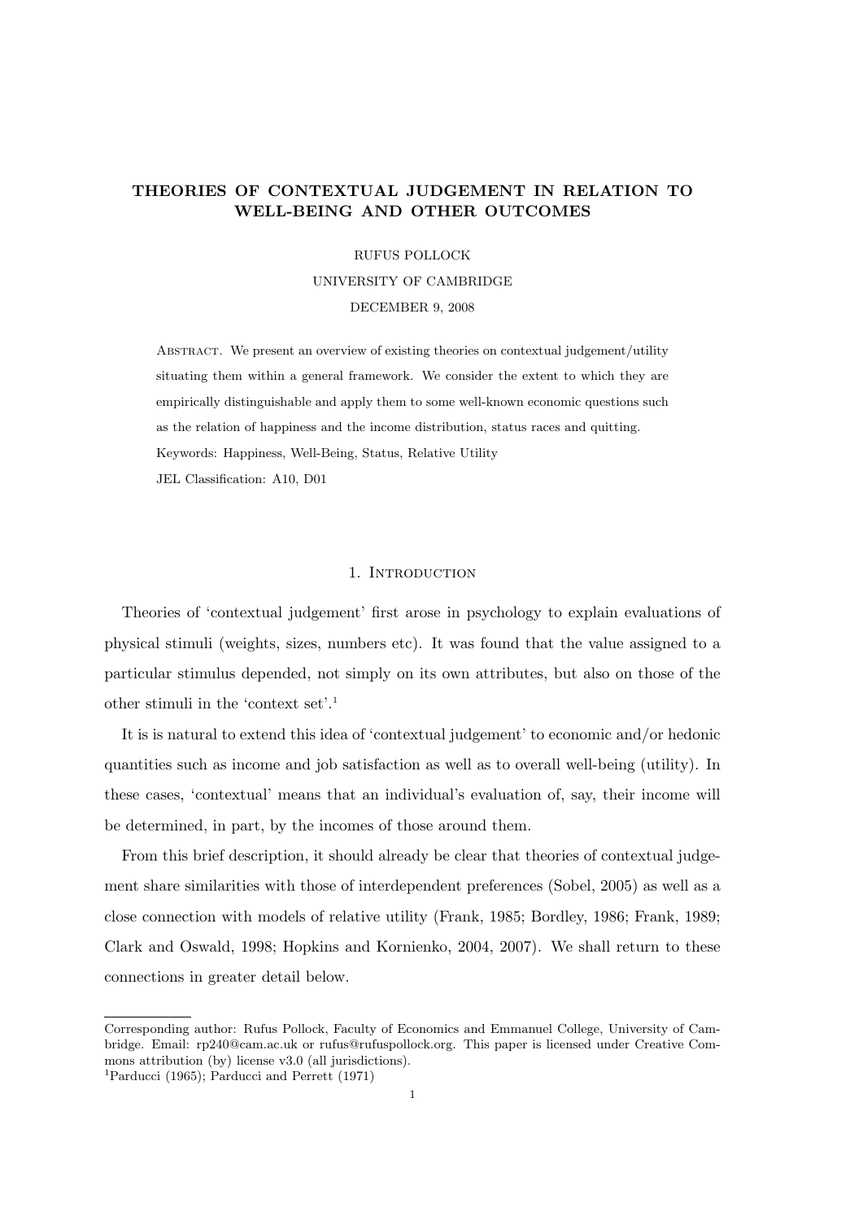# THEORIES OF CONTEXTUAL JUDGEMENT IN RELATION TO WELL-BEING AND OTHER OUTCOMES

RUFUS POLLOCK

UNIVERSITY OF CAMBRIDGE

DECEMBER 9, 2008

Abstract. We present an overview of existing theories on contextual judgement/utility situating them within a general framework. We consider the extent to which they are empirically distinguishable and apply them to some well-known economic questions such as the relation of happiness and the income distribution, status races and quitting.

Keywords: Happiness, Well-Being, Status, Relative Utility

JEL Classification: A10, D01

## 1. Introduction

Theories of 'contextual judgement' first arose in psychology to explain evaluations of physical stimuli (weights, sizes, numbers etc). It was found that the value assigned to a particular stimulus depended, not simply on its own attributes, but also on those of the other stimuli in the 'context set'.[1]

It is is natural to extend this idea of 'contextual judgement' to economic and/or hedonic quantities such as income and job satisfaction as well as to overall well-being (utility). In these cases, 'contextual' means that an individual's evaluation of, say, their income will be determined, in part, by the incomes of those around them.

From this brief description, it should already be clear that theories of contextual judgement share similarities with those of interdependent preferences (Sobel, 2005) as well as a close connection with models of relative utility (Frank, 1985; Bordley, 1986; Frank, 1989; Clark and Oswald, 1998; Hopkins and Kornienko, 2004, 2007). We shall return to these connections in greater detail below.

---

Corresponding author: Rufus Pollock, Faculty of Economics and Emmanuel College, University of Cambridge. Email: rp240@cam.ac.uk or rufus@rufuspollock.org. This paper is licensed under Creative Commons attribution (by) license v3.0 (all jurisdictions).

[1] Parducci (1965); Parducci and Perrett (1971)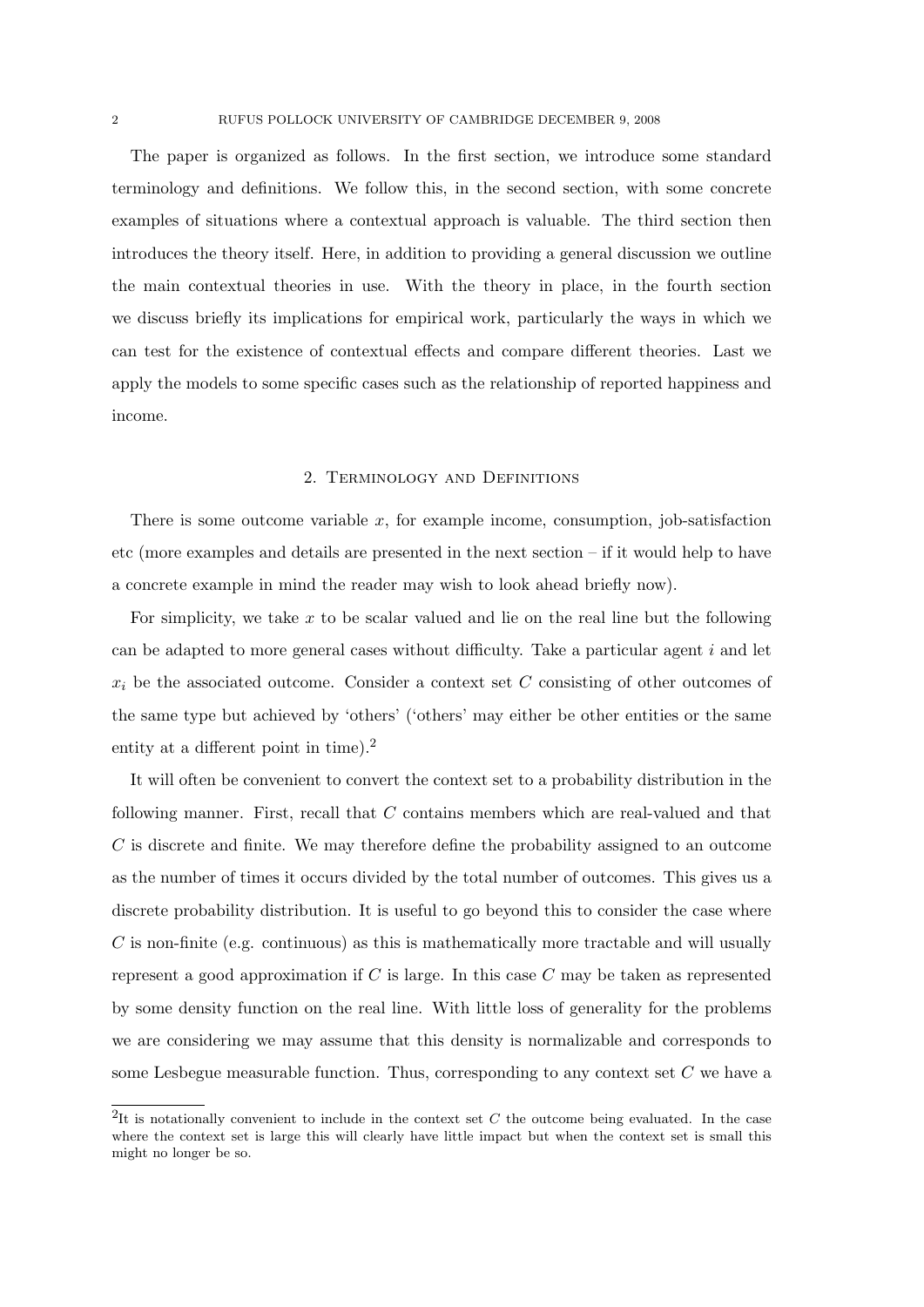The paper is organized as follows. In the first section, we introduce some standard terminology and definitions. We follow this, in the second section, with some concrete examples of situations where a contextual approach is valuable. The third section then introduces the theory itself. Here, in addition to providing a general discussion we outline the main contextual theories in use. With the theory in place, in the fourth section we discuss briefly its implications for empirical work, particularly the ways in which we can test for the existence of contextual effects and compare different theories. Last we apply the models to some specific cases such as the relationship of reported happiness and income.

## 2. Terminology and Definitions

There is some outcome variable $x$, for example income, consumption, job-satisfaction etc (more examples and details are presented in the next section – if it would help to have a concrete example in mind the reader may wish to look ahead briefly now).

For simplicity, we take $x$ to be scalar valued and lie on the real line but the following can be adapted to more general cases without difficulty. Take a particular agent $i$ and let $x_i$ be the associated outcome. Consider a context set $C$ consisting of other outcomes of the same type but achieved by 'others' ('others' may either be other entities or the same entity at a different point in time).[2]

It will often be convenient to convert the context set to a probability distribution in the following manner. First, recall that $C$ contains members which are real-valued and that $C$ is discrete and finite. We may therefore define the probability assigned to an outcome as the number of times it occurs divided by the total number of outcomes. This gives us a discrete probability distribution. It is useful to go beyond this to consider the case where $C$ is non-finite (e.g. continuous) as this is mathematically more tractable and will usually represent a good approximation if $C$ is large. In this case $C$ may be taken as represented by some density function on the real line. With little loss of generality for the problems we are considering we may assume that this density is normalizable and corresponds to some Lesbegue measurable function. Thus, corresponding to any context set $C$ we have a

[2] It is notationally convenient to include in the context set $C$ the outcome being evaluated. In the case where the context set is large this will clearly have little impact but when the context set is small this might no longer be so.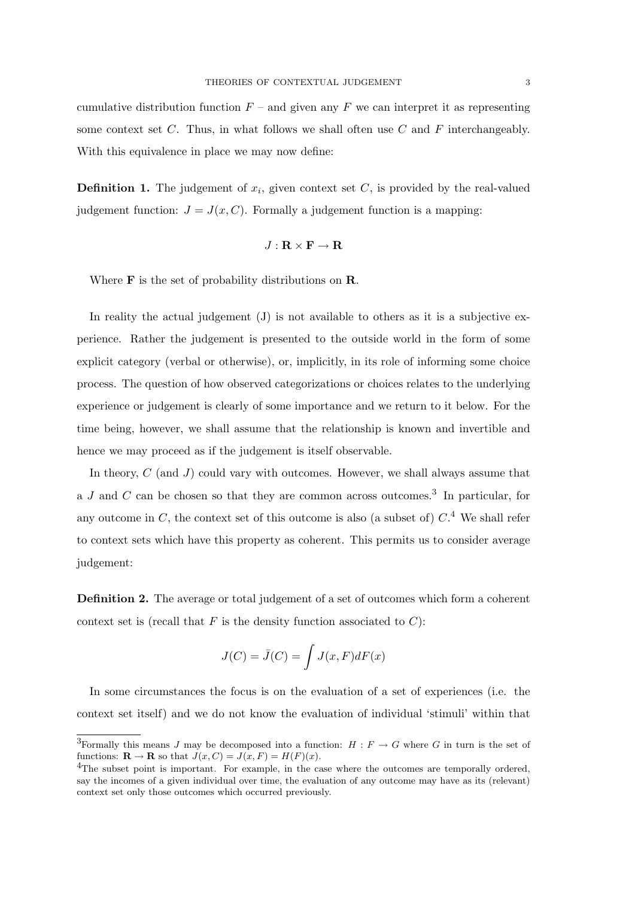cumulative distribution function $F$ – and given any $F$ we can interpret it as representing some context set $C$. Thus, in what follows we shall often use $C$ and $F$ interchangeably. With this equivalence in place we may now define:

**Definition 1.** The judgement of $x_i$, given context set $C$, is provided by the real-valued judgement function: $J = J(x, C)$. Formally a judgement function is a mapping:

$$J : \mathbf{R} \times \mathbf{F} \rightarrow \mathbf{R}$$

Where $\mathbf{F}$ is the set of probability distributions on $\mathbf{R}$.

In reality the actual judgement (J) is not available to others as it is a subjective experience. Rather the judgement is presented to the outside world in the form of some explicit category (verbal or otherwise), or, implicitly, in its role of informing some choice process. The question of how observed categorizations or choices relates to the underlying experience or judgement is clearly of some importance and we return to it below. For the time being, however, we shall assume that the relationship is known and invertible and hence we may proceed as if the judgement is itself observable.

In theory, $C$ (and $J$) could vary with outcomes. However, we shall always assume that a $J$ and $C$ can be chosen so that they are common across outcomes.[3] In particular, for any outcome in $C$, the context set of this outcome is also (a subset of) $C$.[4] We shall refer to context sets which have this property as coherent. This permits us to consider average judgement:

**Definition 2.** The average or total judgement of a set of outcomes which form a coherent context set is (recall that $F$ is the density function associated to $C$):

$$J(C) = \bar{J}(C) = \int J(x, F) dF(x)$$

In some circumstances the focus is on the evaluation of a set of experiences (i.e. the context set itself) and we do not know the evaluation of individual 'stimuli' within that

[3] Formally this means $J$ may be decomposed into a function: $H : F \rightarrow G$ where $G$ in turn is the set of functions: $\mathbf{R} \rightarrow \mathbf{R}$ so that $J(x, C) = J(x, F) = H(F)(x)$.

[4] The subset point is important. For example, in the case where the outcomes are temporally ordered, say the incomes of a given individual over time, the evaluation of any outcome may have as its (relevant) context set only those outcomes which occurred previously.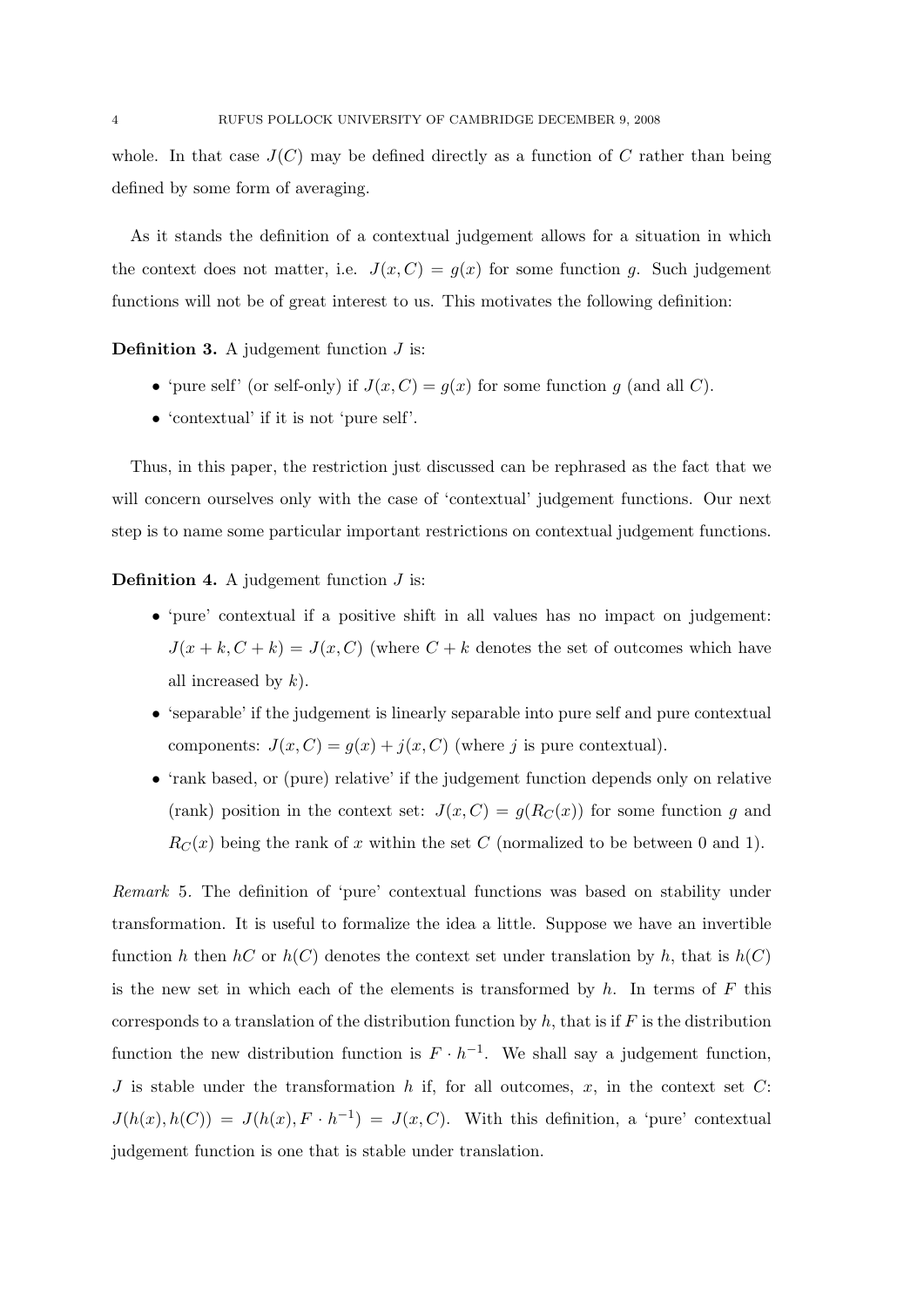whole. In that case $J(C)$ may be defined directly as a function of $C$ rather than being defined by some form of averaging.

As it stands the definition of a contextual judgement allows for a situation in which the context does not matter, i.e. $J(x, C) = g(x)$ for some function $g$. Such judgement functions will not be of great interest to us. This motivates the following definition:

**Definition 3.** A judgement function $J$ is:

- 'pure self' (or self-only) if $J(x, C) = g(x)$ for some function $g$ (and all $C$).
- 'contextual' if it is not 'pure self'.

Thus, in this paper, the restriction just discussed can be rephrased as the fact that we will concern ourselves only with the case of 'contextual' judgement functions. Our next step is to name some particular important restrictions on contextual judgement functions.

**Definition 4.** A judgement function $J$ is:

- 'pure' contextual if a positive shift in all values has no impact on judgement: $J(x + k, C + k) = J(x, C)$ (where $C + k$ denotes the set of outcomes which have all increased by $k$).
- 'separable' if the judgement is linearly separable into pure self and pure contextual components: $J(x, C) = g(x) + j(x, C)$ (where $j$ is pure contextual).
- 'rank based, or (pure) relative' if the judgement function depends only on relative (rank) position in the context set: $J(x, C) = g(R_C(x))$ for some function $g$ and $R_C(x)$ being the rank of $x$ within the set $C$ (normalized to be between 0 and 1).

*Remark* 5. The definition of 'pure' contextual functions was based on stability under transformation. It is useful to formalize the idea a little. Suppose we have an invertible function $h$ then $hC$ or $h(C)$ denotes the context set under translation by $h$, that is $h(C)$ is the new set in which each of the elements is transformed by $h$. In terms of $F$ this corresponds to a translation of the distribution function by $h$, that is if $F$ is the distribution function the new distribution function is $F \cdot h^{-1}$. We shall say a judgement function, $J$ is stable under the transformation $h$ if, for all outcomes, $x$, in the context set $C$: $J(h(x), h(C)) = J(h(x), F \cdot h^{-1}) = J(x, C)$. With this definition, a 'pure' contextual judgement function is one that is stable under translation.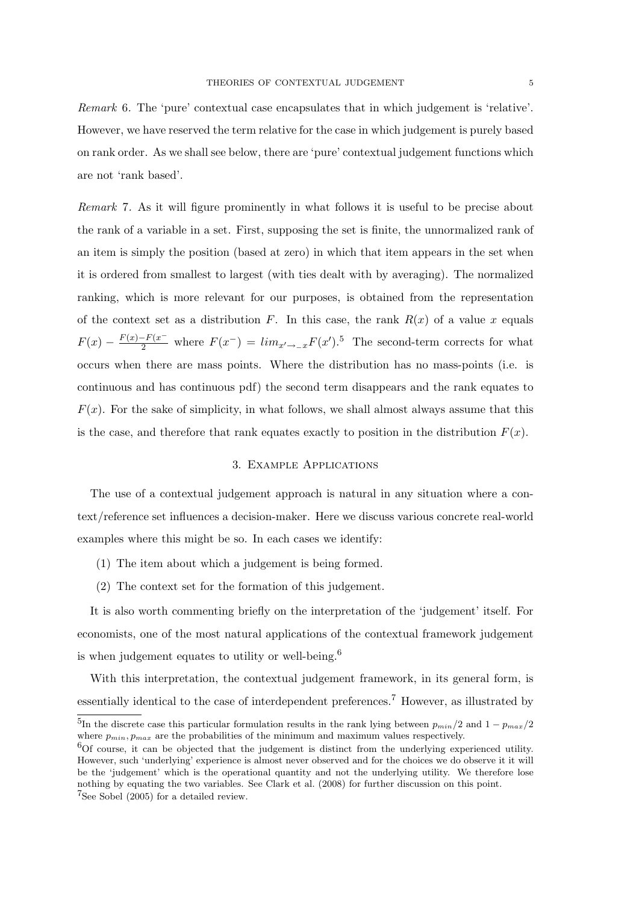*Remark* 6. The 'pure' contextual case encapsulates that in which judgement is 'relative'. However, we have reserved the term relative for the case in which judgement is purely based on rank order. As we shall see below, there are 'pure' contextual judgement functions which are not 'rank based'.

*Remark* 7. As it will figure prominently in what follows it is useful to be precise about the rank of a variable in a set. First, supposing the set is finite, the unnormalized rank of an item is simply the position (based at zero) in which that item appears in the set when it is ordered from smallest to largest (with ties dealt with by averaging). The normalized ranking, which is more relevant for our purposes, is obtained from the representation of the context set as a distribution $F$. In this case, the rank $R(x)$ of a value $x$ equals $F(x) - \frac{F(x)-F(x^-}{2}$ where $F(x^-) = lim_{x' \to_- x} F(x')$.[5] The second-term corrects for what occurs when there are mass points. Where the distribution has no mass-points (i.e. is continuous and has continuous pdf) the second term disappears and the rank equates to $F(x)$. For the sake of simplicity, in what follows, we shall almost always assume that this is the case, and therefore that rank equates exactly to position in the distribution $F(x)$.

## 3. Example Applications

The use of a contextual judgement approach is natural in any situation where a context/reference set influences a decision-maker. Here we discuss various concrete real-world examples where this might be so. In each cases we identify:

(1) The item about which a judgement is being formed.
(2) The context set for the formation of this judgement.

It is also worth commenting briefly on the interpretation of the 'judgement' itself. For economists, one of the most natural applications of the contextual framework judgement is when judgement equates to utility or well-being.[6]

With this interpretation, the contextual judgement framework, in its general form, is essentially identical to the case of interdependent preferences.[7] However, as illustrated by

[5]In the discrete case this particular formulation results in the rank lying between $p_{min}/2$ and $1 - p_{max}/2$ where $p_{min}, p_{max}$ are the probabilities of the minimum and maximum values respectively.

[6]Of course, it can be objected that the judgement is distinct from the underlying experienced utility. However, such 'underlying' experience is almost never observed and for the choices we do observe it it will be the 'judgement' which is the operational quantity and not the underlying utility. We therefore lose nothing by equating the two variables. See Clark et al. (2008) for further discussion on this point.

[7]See Sobel (2005) for a detailed review.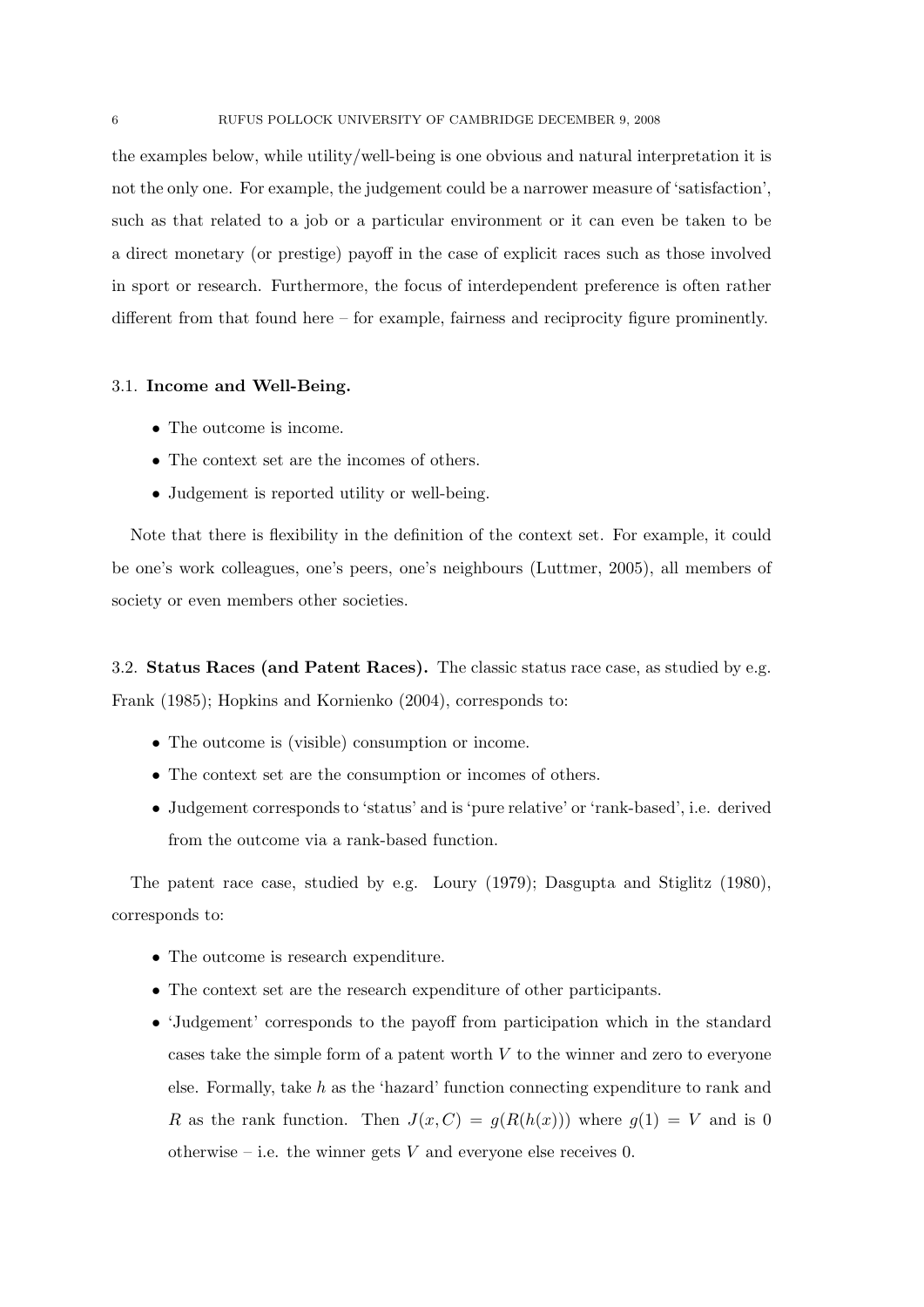the examples below, while utility/well-being is one obvious and natural interpretation it is not the only one. For example, the judgement could be a narrower measure of 'satisfaction', such as that related to a job or a particular environment or it can even be taken to be a direct monetary (or prestige) payoff in the case of explicit races such as those involved in sport or research. Furthermore, the focus of interdependent preference is often rather different from that found here – for example, fairness and reciprocity figure prominently.

### 3.1. **Income and Well-Being.**

- The outcome is income.
- The context set are the incomes of others.
- Judgement is reported utility or well-being.

Note that there is flexibility in the definition of the context set. For example, it could be one's work colleagues, one's peers, one's neighbours (Luttmer, 2005), all members of society or even members other societies.

### 3.2. **Status Races (and Patent Races).**

The classic status race case, as studied by e.g. Frank (1985); Hopkins and Kornienko (2004), corresponds to:

- The outcome is (visible) consumption or income.
- The context set are the consumption or incomes of others.
- Judgement corresponds to 'status' and is 'pure relative' or 'rank-based', i.e. derived from the outcome via a rank-based function.

The patent race case, studied by e.g. Loury (1979); Dasgupta and Stiglitz (1980), corresponds to:

- The outcome is research expenditure.
- The context set are the research expenditure of other participants.
- 'Judgement' corresponds to the payoff from participation which in the standard cases take the simple form of a patent worth $V$ to the winner and zero to everyone else. Formally, take $h$ as the 'hazard' function connecting expenditure to rank and $R$ as the rank function. Then $J(x, C) = g(R(h(x)))$ where $g(1) = V$ and is 0 otherwise – i.e. the winner gets $V$ and everyone else receives 0.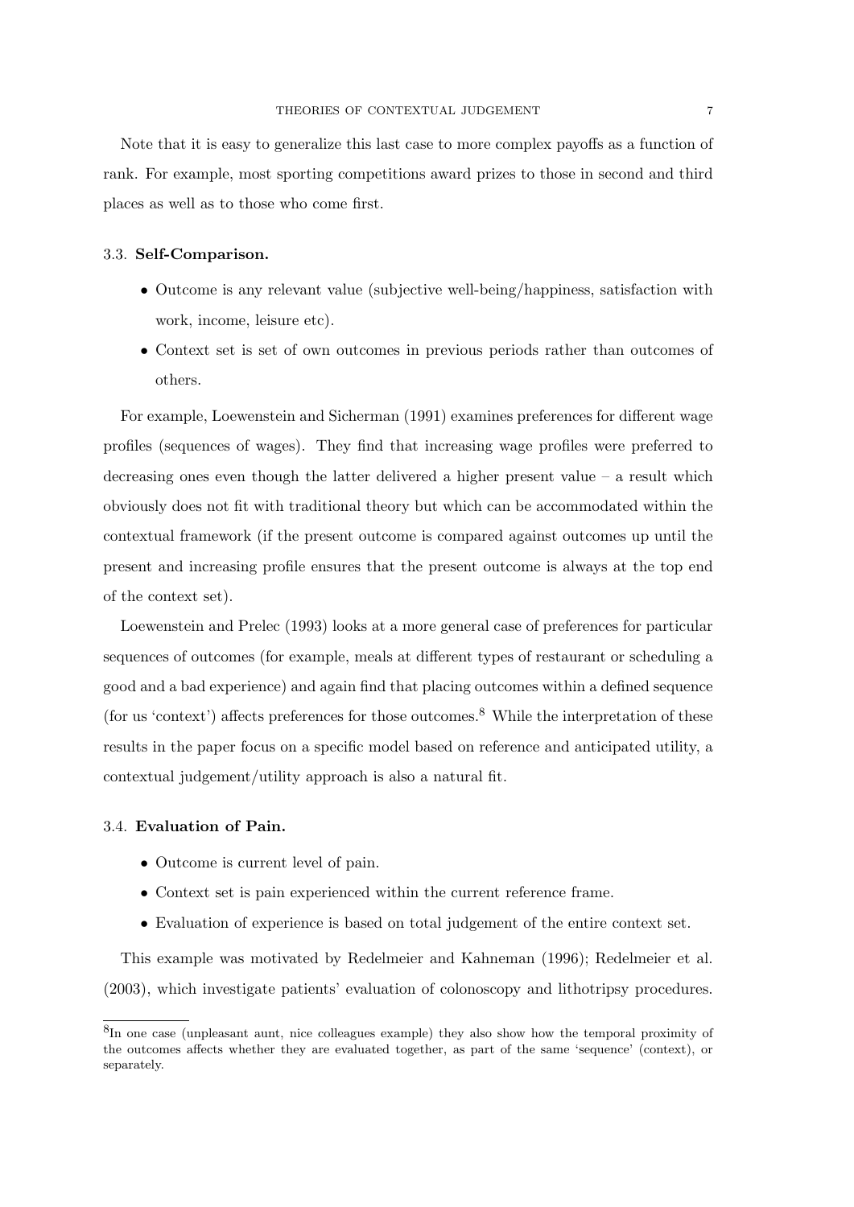Note that it is easy to generalize this last case to more complex payoffs as a function of rank. For example, most sporting competitions award prizes to those in second and third places as well as to those who come first.

### 3.3. **Self-Comparison.**

- Outcome is any relevant value (subjective well-being/happiness, satisfaction with work, income, leisure etc).
- Context set is set of own outcomes in previous periods rather than outcomes of others.

For example, Loewenstein and Sicherman (1991) examines preferences for different wage profiles (sequences of wages). They find that increasing wage profiles were preferred to decreasing ones even though the latter delivered a higher present value – a result which obviously does not fit with traditional theory but which can be accommodated within the contextual framework (if the present outcome is compared against outcomes up until the present and increasing profile ensures that the present outcome is always at the top end of the context set).

Loewenstein and Prelec (1993) looks at a more general case of preferences for particular sequences of outcomes (for example, meals at different types of restaurant or scheduling a good and a bad experience) and again find that placing outcomes within a defined sequence (for us 'context') affects preferences for those outcomes.[8] While the interpretation of these results in the paper focus on a specific model based on reference and anticipated utility, a contextual judgement/utility approach is also a natural fit.

### 3.4. **Evaluation of Pain.**

- Outcome is current level of pain.
- Context set is pain experienced within the current reference frame.
- Evaluation of experience is based on total judgement of the entire context set.

This example was motivated by Redelmeier and Kahneman (1996); Redelmeier et al. (2003), which investigate patients' evaluation of colonoscopy and lithotripsy procedures.

[8] In one case (unpleasant aunt, nice colleagues example) they also show how the temporal proximity of the outcomes affects whether they are evaluated together, as part of the same 'sequence' (context), or separately.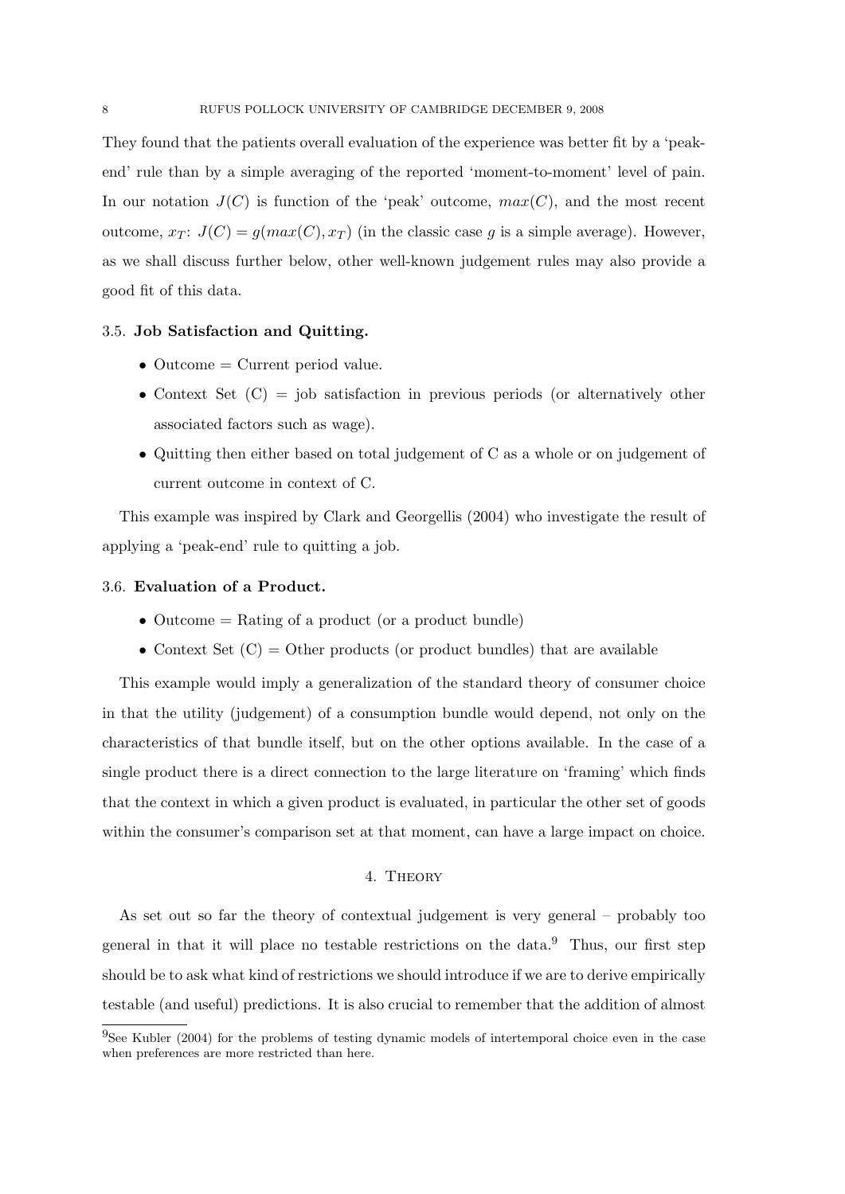They found that the patients overall evaluation of the experience was better fit by a 'peak-end' rule than by a simple averaging of the reported 'moment-to-moment' level of pain. In our notation $J(C)$ is function of the 'peak' outcome, $max(C)$, and the most recent outcome, $x_T$: $J(C) = g(max(C), x_T)$ (in the classic case $g$ is a simple average). However, as we shall discuss further below, other well-known judgement rules may also provide a good fit of this data.

### 3.5. Job Satisfaction and Quitting.

- Outcome = Current period value.
- Context Set (C) = job satisfaction in previous periods (or alternatively other associated factors such as wage).
- Quitting then either based on total judgement of C as a whole or on judgement of current outcome in context of C.

This example was inspired by Clark and Georgellis (2004) who investigate the result of applying a 'peak-end' rule to quitting a job.

### 3.6. Evaluation of a Product.

- Outcome = Rating of a product (or a product bundle)
- Context Set (C) = Other products (or product bundles) that are available

This example would imply a generalization of the standard theory of consumer choice in that the utility (judgement) of a consumption bundle would depend, not only on the characteristics of that bundle itself, but on the other options available. In the case of a single product there is a direct connection to the large literature on 'framing' which finds that the context in which a given product is evaluated, in particular the other set of goods within the consumer's comparison set at that moment, can have a large impact on choice.

## 4. Theory

As set out so far the theory of contextual judgement is very general – probably too general in that it will place no testable restrictions on the data.[9] Thus, our first step should be to ask what kind of restrictions we should introduce if we are to derive empirically testable (and useful) predictions. It is also crucial to remember that the addition of almost

[9] See Kubler (2004) for the problems of testing dynamic models of intertemporal choice even in the case when preferences are more restricted than here.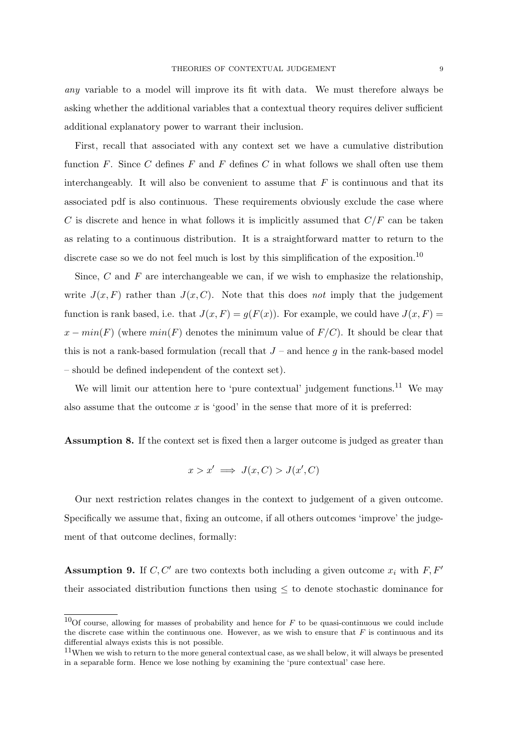*any* variable to a model will improve its fit with data. We must therefore always be asking whether the additional variables that a contextual theory requires deliver sufficient additional explanatory power to warrant their inclusion.

First, recall that associated with any context set we have a cumulative distribution function $F$. Since $C$ defines $F$ and $F$ defines $C$ in what follows we shall often use them interchangeably. It will also be convenient to assume that $F$ is continuous and that its associated pdf is also continuous. These requirements obviously exclude the case where $C$ is discrete and hence in what follows it is implicitly assumed that $C/F$ can be taken as relating to a continuous distribution. It is a straightforward matter to return to the discrete case so we do not feel much is lost by this simplification of the exposition.[10]

Since, $C$ and $F$ are interchangeable we can, if we wish to emphasize the relationship, write $J(x, F)$ rather than $J(x, C)$. Note that this does *not* imply that the judgement function is rank based, i.e. that $J(x, F) = g(F(x))$. For example, we could have $J(x, F) = x - min(F)$ (where $min(F)$ denotes the minimum value of $F/C$). It should be clear that this is not a rank-based formulation (recall that $J$ – and hence $g$ in the rank-based model – should be defined independent of the context set).

We will limit our attention here to 'pure contextual' judgement functions.[11] We may also assume that the outcome $x$ is 'good' in the sense that more of it is preferred:

**Assumption 8.** If the context set is fixed then a larger outcome is judged as greater than

$$x > x' \implies J(x, C) > J(x', C)$$

Our next restriction relates changes in the context to judgement of a given outcome. Specifically we assume that, fixing an outcome, if all others outcomes 'improve' the judgement of that outcome declines, formally:

**Assumption 9.** If $C, C'$ are two contexts both including a given outcome $x_i$ with $F, F'$ their associated distribution functions then using $\leq$ to denote stochastic dominance for

[10] Of course, allowing for masses of probability and hence for $F$ to be quasi-continuous we could include the discrete case within the continuous one. However, as we wish to ensure that $F$ is continuous and its differential always exists this is not possible.

[11] When we wish to return to the more general contextual case, as we shall below, it will always be presented in a separable form. Hence we lose nothing by examining the 'pure contextual' case here.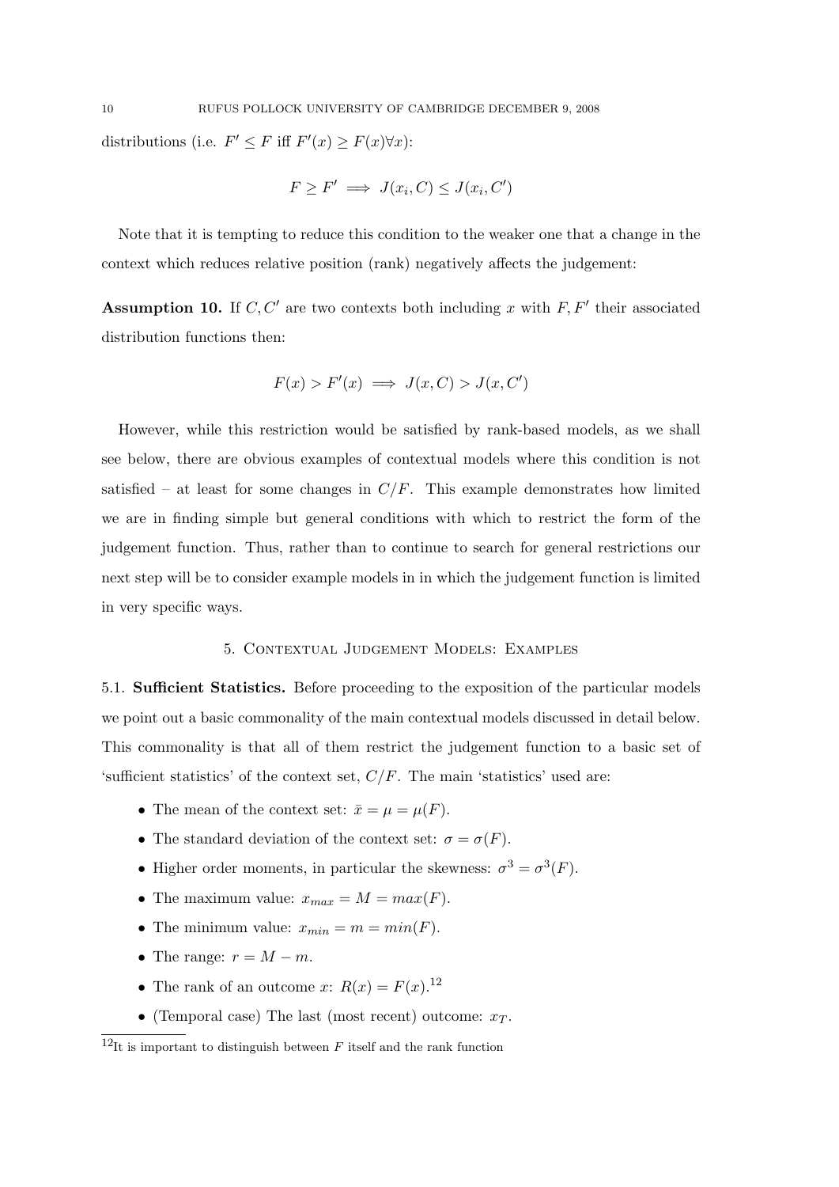distributions (i.e. $F' \leq F$ iff $F'(x) \geq F(x) \forall x$):

$$F \geq F' \implies J(x_i, C) \leq J(x_i, C')$$

Note that it is tempting to reduce this condition to the weaker one that a change in the context which reduces relative position (rank) negatively affects the judgement:

**Assumption 10.** If $C, C'$ are two contexts both including $x$ with $F, F'$ their associated distribution functions then:

$$F(x) > F'(x) \implies J(x, C) > J(x, C')$$

However, while this restriction would be satisfied by rank-based models, as we shall see below, there are obvious examples of contextual models where this condition is not satisfied – at least for some changes in $C/F$. This example demonstrates how limited we are in finding simple but general conditions with which to restrict the form of the judgement function. Thus, rather than to continue to search for general restrictions our next step will be to consider example models in in which the judgement function is limited in very specific ways.

## 5. Contextual Judgement Models: Examples

5.1. **Sufficient Statistics.** Before proceeding to the exposition of the particular models we point out a basic commonality of the main contextual models discussed in detail below. This commonality is that all of them restrict the judgement function to a basic set of 'sufficient statistics' of the context set, $C/F$. The main 'statistics' used are:

- The mean of the context set: $\bar{x} = \mu = \mu(F)$.
- The standard deviation of the context set: $\sigma = \sigma(F)$.
- Higher order moments, in particular the skewness: $\sigma^3 = \sigma^3(F)$.
- The maximum value: $x_{max} = M = max(F)$.
- The minimum value: $x_{min} = m = min(F)$.
- The range: $r = M - m$.
- The rank of an outcome $x$: $R(x) = F(x)$.[12]
- (Temporal case) The last (most recent) outcome: $x_T$.

[12] It is important to distinguish between $F$ itself and the rank function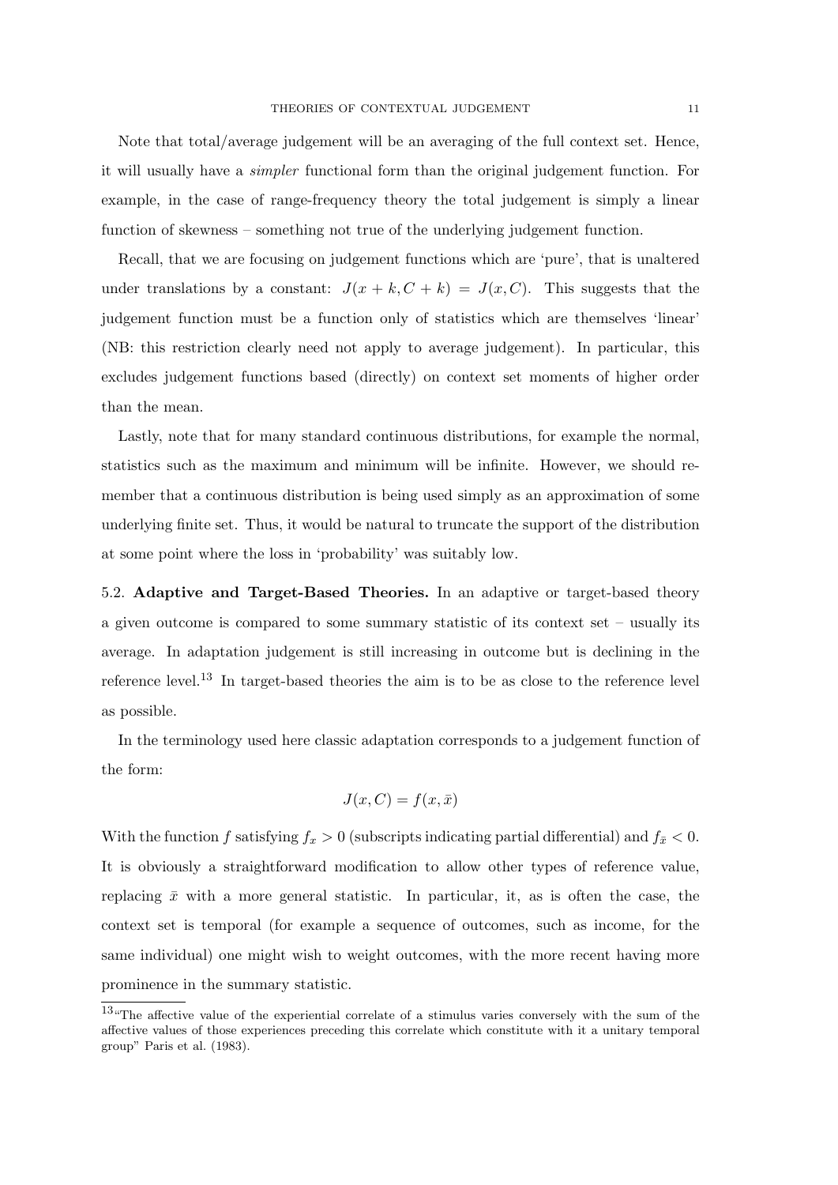Note that total/average judgement will be an averaging of the full context set. Hence, it will usually have a *simpler* functional form than the original judgement function. For example, in the case of range-frequency theory the total judgement is simply a linear function of skewness – something not true of the underlying judgement function.

Recall, that we are focusing on judgement functions which are 'pure', that is unaltered under translations by a constant: $J(x+k, C+k) = J(x, C)$. This suggests that the judgement function must be a function only of statistics which are themselves 'linear' (NB: this restriction clearly need not apply to average judgement). In particular, this excludes judgement functions based (directly) on context set moments of higher order than the mean.

Lastly, note that for many standard continuous distributions, for example the normal, statistics such as the maximum and minimum will be infinite. However, we should remember that a continuous distribution is being used simply as an approximation of some underlying finite set. Thus, it would be natural to truncate the support of the distribution at some point where the loss in 'probability' was suitably low.

5.2. **Adaptive and Target-Based Theories.** In an adaptive or target-based theory a given outcome is compared to some summary statistic of its context set – usually its average. In adaptation judgement is still increasing in outcome but is declining in the reference level.[13] In target-based theories the aim is to be as close to the reference level as possible.

In the terminology used here classic adaptation corresponds to a judgement function of the form:

$$J(x, C) = f(x, \bar{x})$$

With the function $f$ satisfying $f_x > 0$ (subscripts indicating partial differential) and $f_{\bar{x}} < 0$. It is obviously a straightforward modification to allow other types of reference value, replacing $\bar{x}$ with a more general statistic. In particular, it, as is often the case, the context set is temporal (for example a sequence of outcomes, such as income, for the same individual) one might wish to weight outcomes, with the more recent having more prominence in the summary statistic.

[13] "The affective value of the experiential correlate of a stimulus varies conversely with the sum of the affective values of those experiences preceding this correlate which constitute with it a unitary temporal group" Paris et al. (1983).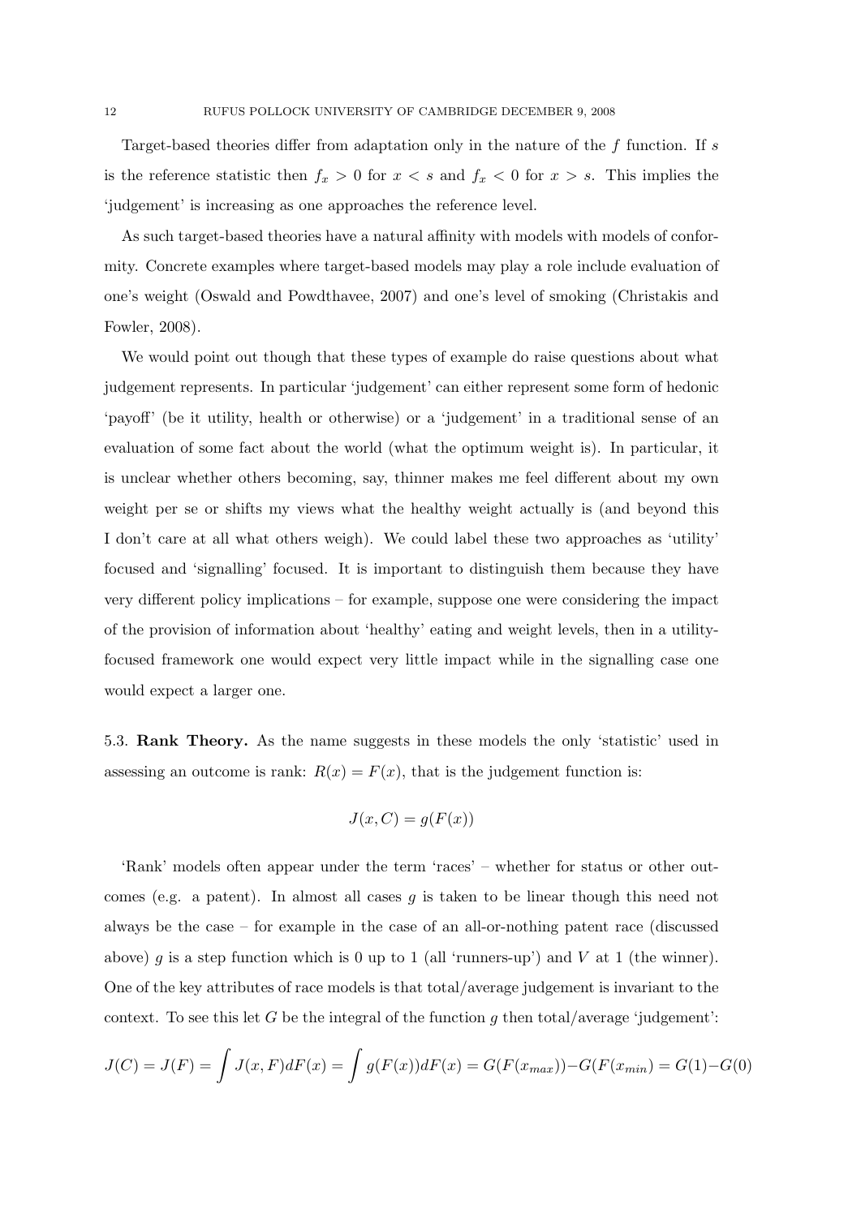Target-based theories differ from adaptation only in the nature of the $f$ function. If $s$ is the reference statistic then $f_x > 0$ for $x < s$ and $f_x < 0$ for $x > s$. This implies the 'judgement' is increasing as one approaches the reference level.

As such target-based theories have a natural affinity with models with models of conformity. Concrete examples where target-based models may play a role include evaluation of one's weight (Oswald and Powdthavee, 2007) and one's level of smoking (Christakis and Fowler, 2008).

We would point out though that these types of example do raise questions about what judgement represents. In particular 'judgement' can either represent some form of hedonic 'payoff' (be it utility, health or otherwise) or a 'judgement' in a traditional sense of an evaluation of some fact about the world (what the optimum weight is). In particular, it is unclear whether others becoming, say, thinner makes me feel different about my own weight per se or shifts my views what the healthy weight actually is (and beyond this I don't care at all what others weigh). We could label these two approaches as 'utility' focused and 'signalling' focused. It is important to distinguish them because they have very different policy implications – for example, suppose one were considering the impact of the provision of information about 'healthy' eating and weight levels, then in a utility-focused framework one would expect very little impact while in the signalling case one would expect a larger one.

5.3. **Rank Theory.** As the name suggests in these models the only 'statistic' used in assessing an outcome is rank: $R(x) = F(x)$, that is the judgement function is:

$$J(x, C) = g(F(x))$$

'Rank' models often appear under the term 'races' – whether for status or other outcomes (e.g. a patent). In almost all cases $g$ is taken to be linear though this need not always be the case – for example in the case of an all-or-nothing patent race (discussed above) $g$ is a step function which is 0 up to 1 (all 'runners-up') and $V$ at 1 (the winner). One of the key attributes of race models is that total/average judgement is invariant to the context. To see this let $G$ be the integral of the function $g$ then total/average 'judgement':

$$J(C) = J(F) = \int J(x, F)dF(x) = \int g(F(x))dF(x) = G(F(x_{max})) - G(F(x_{min})) = G(1) - G(0)$$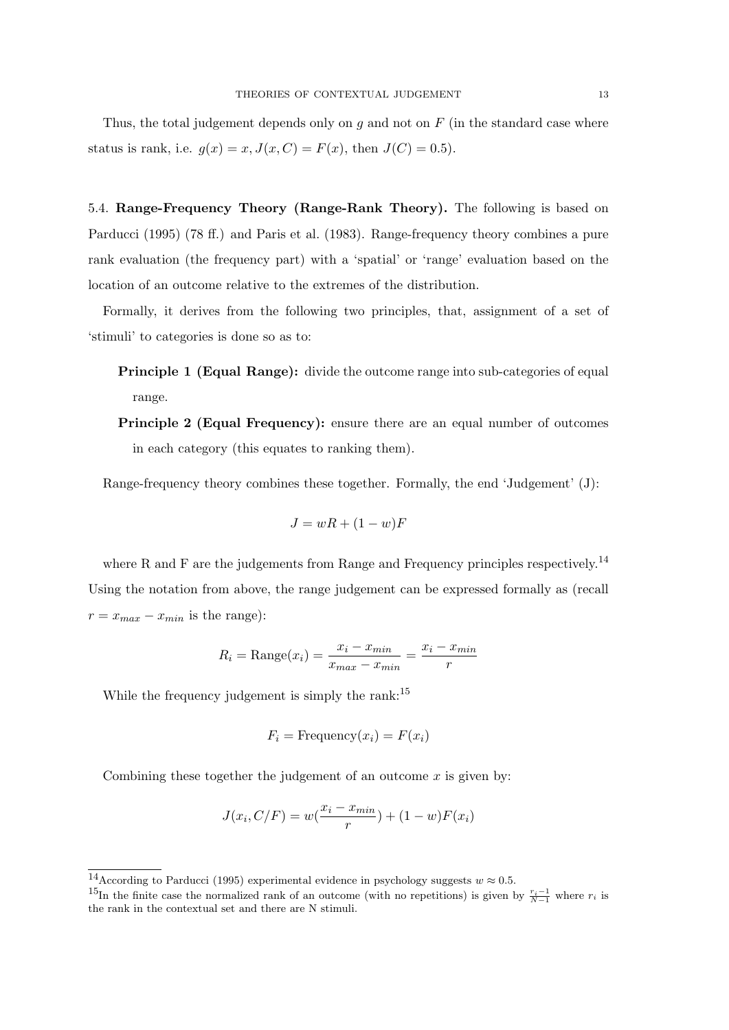Thus, the total judgement depends only on $g$ and not on $F$ (in the standard case where status is rank, i.e. $g(x) = x, J(x, C) = F(x)$, then $J(C) = 0.5$).

5.4. **Range-Frequency Theory (Range-Rank Theory).** The following is based on Parducci (1995) (78 ff.) and Paris et al. (1983). Range-frequency theory combines a pure rank evaluation (the frequency part) with a 'spatial' or 'range' evaluation based on the location of an outcome relative to the extremes of the distribution.

Formally, it derives from the following two principles, that, assignment of a set of 'stimuli' to categories is done so as to:

- **Principle 1 (Equal Range):** divide the outcome range into sub-categories of equal range.
- **Principle 2 (Equal Frequency):** ensure there are an equal number of outcomes in each category (this equates to ranking them).

Range-frequency theory combines these together. Formally, the end 'Judgement' (J):

$$J = wR + (1 - w)F$$

where R and F are the judgements from Range and Frequency principles respectively.[14] Using the notation from above, the range judgement can be expressed formally as (recall $r = x_{max} - x_{min}$ is the range):

$$R_i = \text{Range}(x_i) = \frac{x_i - x_{min}}{x_{max} - x_{min}} = \frac{x_i - x_{min}}{r}$$

While the frequency judgement is simply the rank:[15]

$$F_i = \text{Frequency}(x_i) = F(x_i)$$

Combining these together the judgement of an outcome $x$ is given by:

$$J(x_i, C/F) = w(\frac{x_i - x_{min}}{r}) + (1 - w)F(x_i)$$

[14] According to Parducci (1995) experimental evidence in psychology suggests $w \approx 0.5$.

[15] In the finite case the normalized rank of an outcome (with no repetitions) is given by $\frac{r_i - 1}{N - 1}$ where $r_i$ is the rank in the contextual set and there are N stimuli.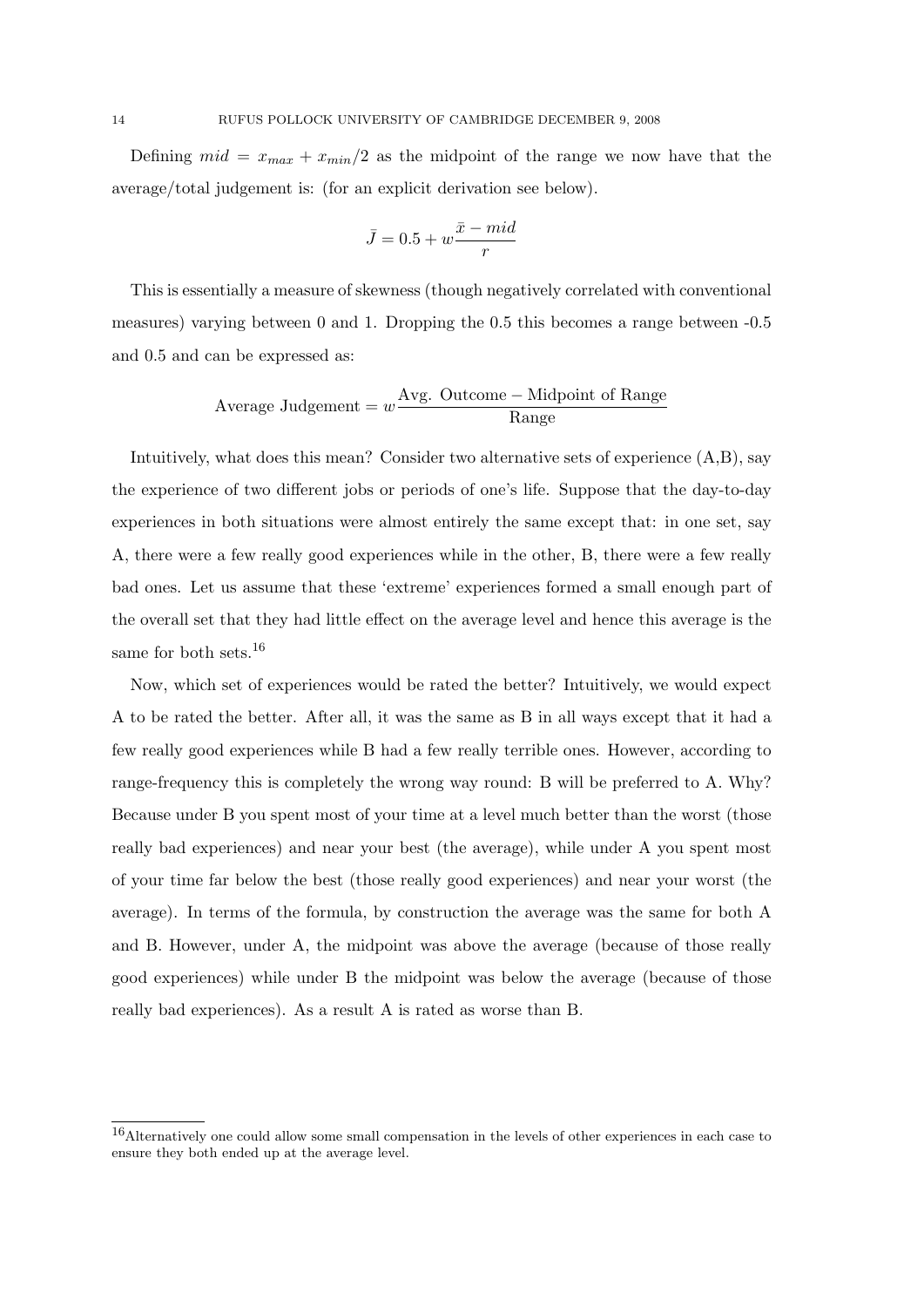Defining $mid = x_{max} + x_{min}/2$ as the midpoint of the range we now have that the average/total judgement is: (for an explicit derivation see below).

$$\bar{J} = 0.5 + w\frac{\bar{x} - mid}{r}$$

This is essentially a measure of skewness (though negatively correlated with conventional measures) varying between 0 and 1. Dropping the 0.5 this becomes a range between -0.5 and 0.5 and can be expressed as:

$$\text{Average Judgement} = w\frac{\text{Avg. Outcome} - \text{Midpoint of Range}}{\text{Range}}$$

Intuitively, what does this mean? Consider two alternative sets of experience (A,B), say the experience of two different jobs or periods of one's life. Suppose that the day-to-day experiences in both situations were almost entirely the same except that: in one set, say A, there were a few really good experiences while in the other, B, there were a few really bad ones. Let us assume that these 'extreme' experiences formed a small enough part of the overall set that they had little effect on the average level and hence this average is the same for both sets.[16]

Now, which set of experiences would be rated the better? Intuitively, we would expect A to be rated the better. After all, it was the same as B in all ways except that it had a few really good experiences while B had a few really terrible ones. However, according to range-frequency this is completely the wrong way round: B will be preferred to A. Why? Because under B you spent most of your time at a level much better than the worst (those really bad experiences) and near your best (the average), while under A you spent most of your time far below the best (those really good experiences) and near your worst (the average). In terms of the formula, by construction the average was the same for both A and B. However, under A, the midpoint was above the average (because of those really good experiences) while under B the midpoint was below the average (because of those really bad experiences). As a result A is rated as worse than B.

[16] Alternatively one could allow some small compensation in the levels of other experiences in each case to ensure they both ended up at the average level.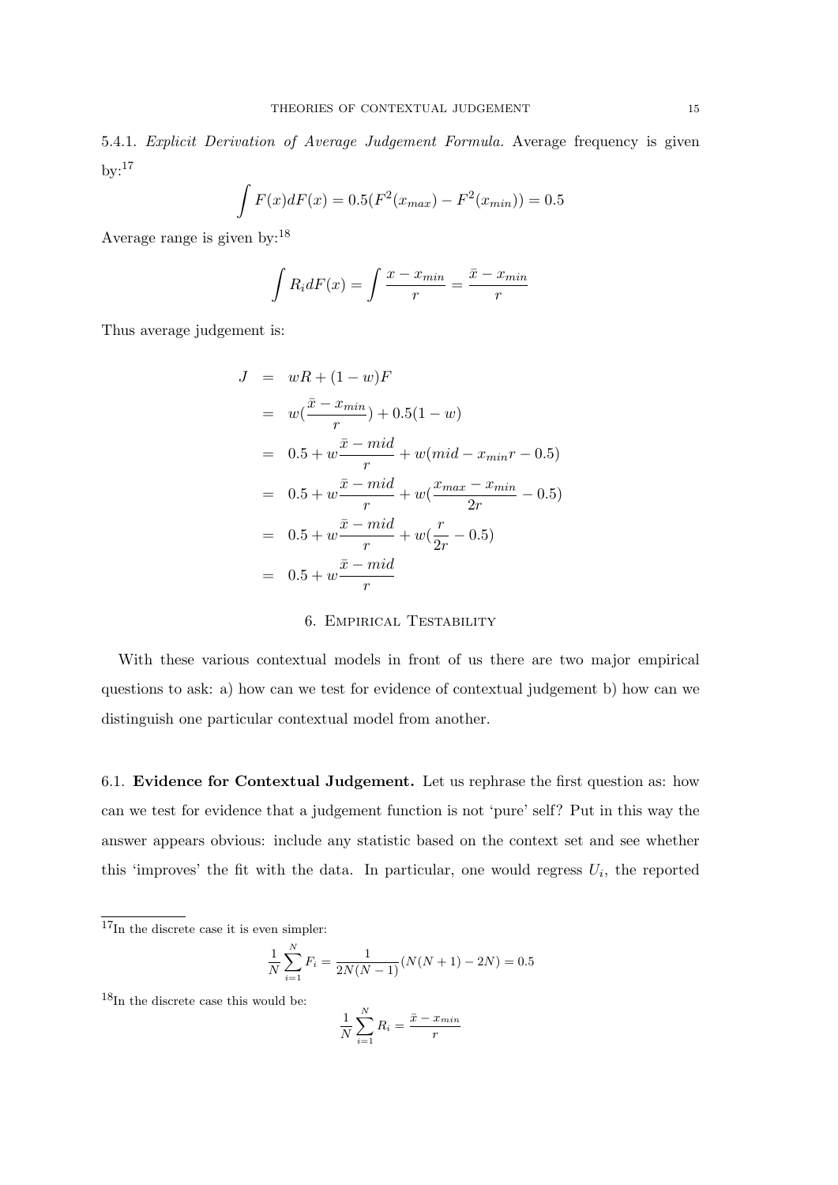5.4.1. *Explicit Derivation of Average Judgement Formula.* Average frequency is given by:[17]

$$\int F(x)dF(x) = 0.5(F^2(x_{max}) - F^2(x_{min})) = 0.5$$

Average range is given by:[18]

$$\int R_i dF(x) = \int \frac{x - x_{min}}{r} = \frac{\bar{x} - x_{min}}{r}$$

Thus average judgement is:

$$\begin{aligned}
J &= wR + (1-w)F \\
&= w(\frac{\bar{x} - x_{min}}{r}) + 0.5(1-w) \\
&= 0.5 + w\frac{\bar{x} - mid}{r} + w(mid - x_{min}r - 0.5) \\
&= 0.5 + w\frac{\bar{x} - mid}{r} + w(\frac{x_{max} - x_{min}}{2r} - 0.5) \\
&= 0.5 + w\frac{\bar{x} - mid}{r} + w(\frac{r}{2r} - 0.5) \\
&= 0.5 + w\frac{\bar{x} - mid}{r}
\end{aligned}$$

## 6. Empirical Testability

With these various contextual models in front of us there are two major empirical questions to ask: a) how can we test for evidence of contextual judgement b) how can we distinguish one particular contextual model from another.

6.1. **Evidence for Contextual Judgement.** Let us rephrase the first question as: how can we test for evidence that a judgement function is not 'pure' self? Put in this way the answer appears obvious: include any statistic based on the context set and see whether this 'improves' the fit with the data. In particular, one would regress $U_i$, the reported

---

[17] In the discrete case it is even simpler:

$$\frac{1}{N}\sum_{i=1}^{N} F_i = \frac{1}{2N(N-1)}(N(N+1) - 2N) = 0.5$$

[18] In the discrete case this would be:

$$\frac{1}{N}\sum_{i=1}^{N} R_i = \frac{\bar{x} - x_{min}}{r}$$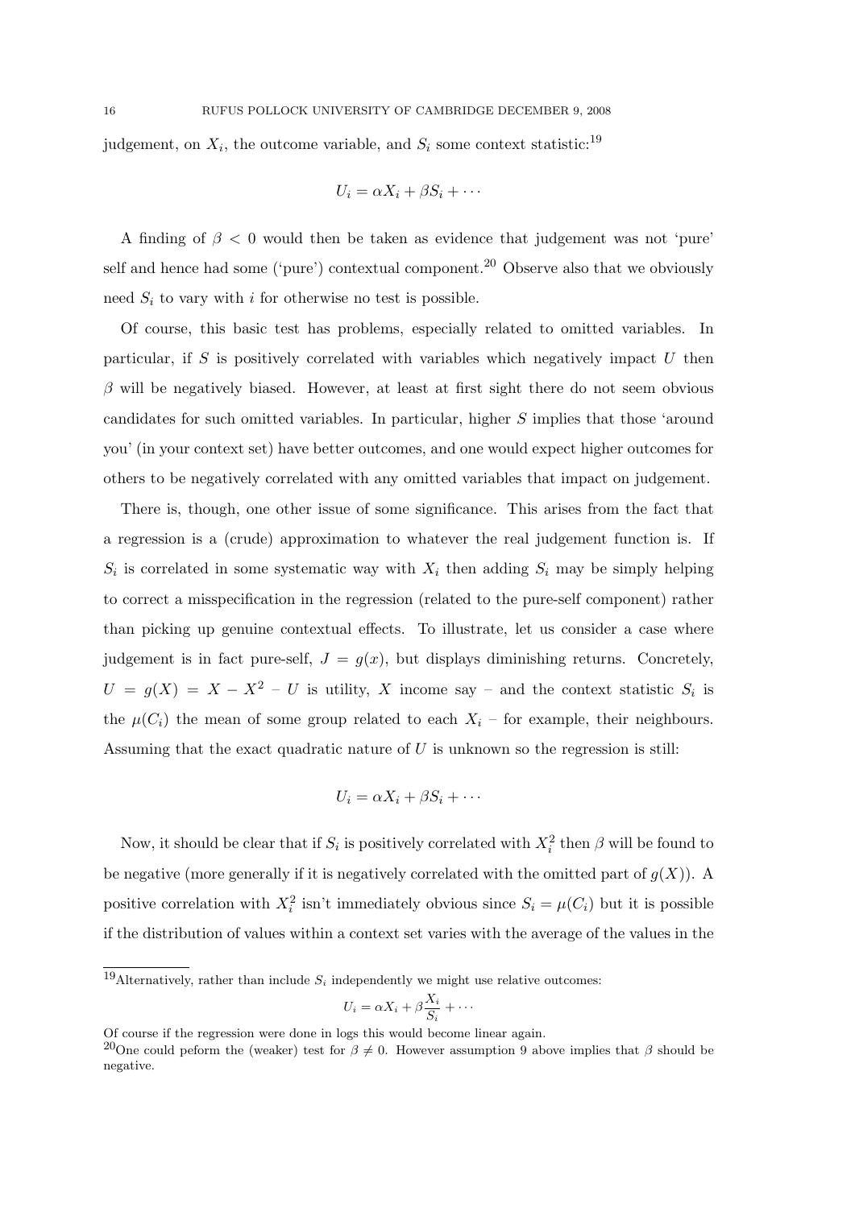judgement, on $X_i$, the outcome variable, and $S_i$ some context statistic:[19]

$$U_i = \alpha X_i + \beta S_i + \cdots$$

A finding of $\beta < 0$ would then be taken as evidence that judgement was not 'pure' self and hence had some ('pure') contextual component.[20] Observe also that we obviously need $S_i$ to vary with $i$ for otherwise no test is possible.

Of course, this basic test has problems, especially related to omitted variables. In particular, if $S$ is positively correlated with variables which negatively impact $U$ then $\beta$ will be negatively biased. However, at least at first sight there do not seem obvious candidates for such omitted variables. In particular, higher $S$ implies that those 'around you' (in your context set) have better outcomes, and one would expect higher outcomes for others to be negatively correlated with any omitted variables that impact on judgement.

There is, though, one other issue of some significance. This arises from the fact that a regression is a (crude) approximation to whatever the real judgement function is. If $S_i$ is correlated in some systematic way with $X_i$ then adding $S_i$ may be simply helping to correct a misspecification in the regression (related to the pure-self component) rather than picking up genuine contextual effects. To illustrate, let us consider a case where judgement is in fact pure-self, $J = g(x)$, but displays diminishing returns. Concretely, $U = g(X) = X - X^2$ – $U$ is utility, $X$ income say – and the context statistic $S_i$ is the $\mu(C_i)$ the mean of some group related to each $X_i$ – for example, their neighbours. Assuming that the exact quadratic nature of $U$ is unknown so the regression is still:

$$U_i = \alpha X_i + \beta S_i + \cdots$$

Now, it should be clear that if $S_i$ is positively correlated with $X_i^2$ then $\beta$ will be found to be negative (more generally if it is negatively correlated with the omitted part of $g(X)$). A positive correlation with $X_i^2$ isn't immediately obvious since $S_i = \mu(C_i)$ but it is possible if the distribution of values within a context set varies with the average of the values in the

---

[19] Alternatively, rather than include $S_i$ independently we might use relative outcomes:

$$U_i = \alpha X_i + \beta \frac{X_i}{S_i} + \cdots$$

Of course if the regression were done in logs this would become linear again.

[20] One could peform the (weaker) test for $\beta \neq 0$. However assumption 9 above implies that $\beta$ should be negative.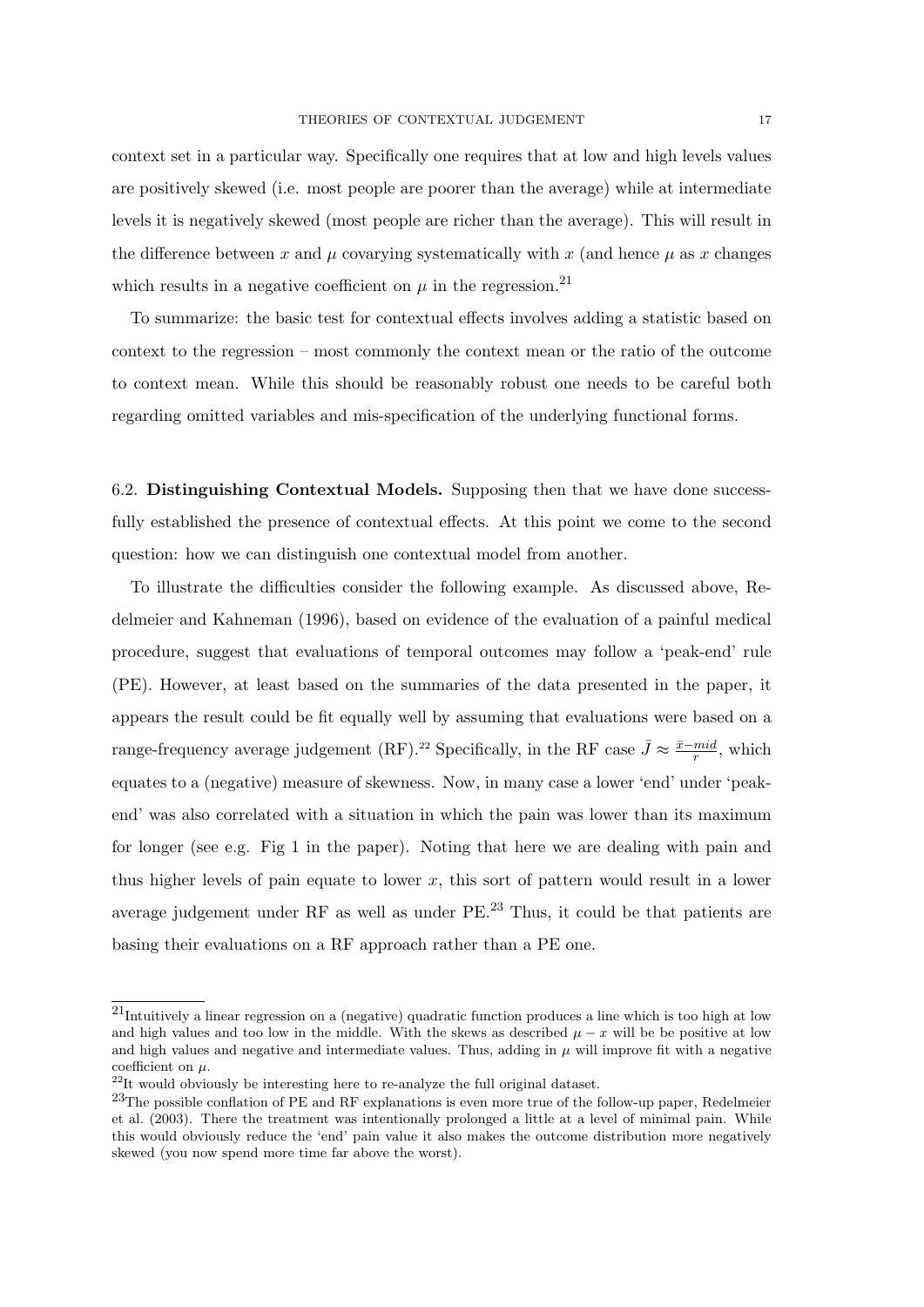context set in a particular way. Specifically one requires that at low and high levels values are positively skewed (i.e. most people are poorer than the average) while at intermediate levels it is negatively skewed (most people are richer than the average). This will result in the difference between $x$ and $\mu$ covarying systematically with $x$ (and hence $\mu$ as $x$ changes which results in a negative coefficient on $\mu$ in the regression.[21]

To summarize: the basic test for contextual effects involves adding a statistic based on context to the regression – most commonly the context mean or the ratio of the outcome to context mean. While this should be reasonably robust one needs to be careful both regarding omitted variables and mis-specification of the underlying functional forms.

6.2. **Distinguishing Contextual Models.** Supposing then that we have done successfully established the presence of contextual effects. At this point we come to the second question: how we can distinguish one contextual model from another.

To illustrate the difficulties consider the following example. As discussed above, Redelmeier and Kahneman (1996), based on evidence of the evaluation of a painful medical procedure, suggest that evaluations of temporal outcomes may follow a 'peak-end' rule (PE). However, at least based on the summaries of the data presented in the paper, it appears the result could be fit equally well by assuming that evaluations were based on a range-frequency average judgement (RF).[22] Specifically, in the RF case $\bar{J} \approx \frac{\bar{x}-mid}{r}$, which equates to a (negative) measure of skewness. Now, in many case a lower 'end' under 'peak-end' was also correlated with a situation in which the pain was lower than its maximum for longer (see e.g. Fig 1 in the paper). Noting that here we are dealing with pain and thus higher levels of pain equate to lower $x$, this sort of pattern would result in a lower average judgement under RF as well as under PE.[23] Thus, it could be that patients are basing their evaluations on a RF approach rather than a PE one.

---

[21] Intuitively a linear regression on a (negative) quadratic function produces a line which is too high at low and high values and too low in the middle. With the skews as described $\mu - x$ will be be positive at low and high values and negative and intermediate values. Thus, adding in $\mu$ will improve fit with a negative coefficient on $\mu$.

[22] It would obviously be interesting here to re-analyze the full original dataset.

[23] The possible conflation of PE and RF explanations is even more true of the follow-up paper, Redelmeier et al. (2003). There the treatment was intentionally prolonged a little at a level of minimal pain. While this would obviously reduce the 'end' pain value it also makes the outcome distribution more negatively skewed (you now spend more time far above the worst).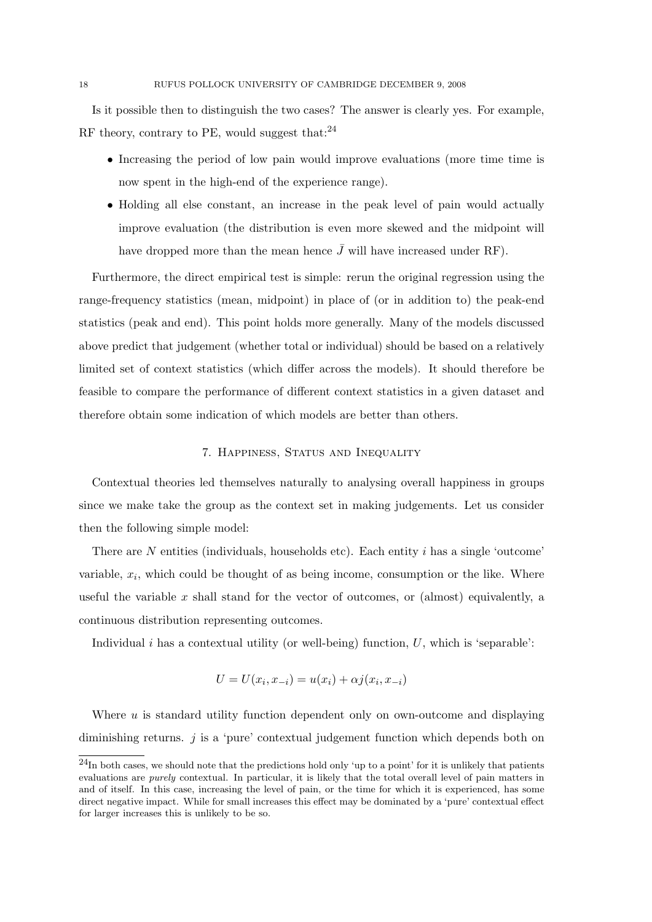Is it possible then to distinguish the two cases? The answer is clearly yes. For example, RF theory, contrary to PE, would suggest that:[24]

- Increasing the period of low pain would improve evaluations (more time time is now spent in the high-end of the experience range).
- Holding all else constant, an increase in the peak level of pain would actually improve evaluation (the distribution is even more skewed and the midpoint will have dropped more than the mean hence $\bar{J}$ will have increased under RF).

Furthermore, the direct empirical test is simple: rerun the original regression using the range-frequency statistics (mean, midpoint) in place of (or in addition to) the peak-end statistics (peak and end). This point holds more generally. Many of the models discussed above predict that judgement (whether total or individual) should be based on a relatively limited set of context statistics (which differ across the models). It should therefore be feasible to compare the performance of different context statistics in a given dataset and therefore obtain some indication of which models are better than others.

## 7. Happiness, Status and Inequality

Contextual theories led themselves naturally to analysing overall happiness in groups since we make take the group as the context set in making judgements. Let us consider then the following simple model:

There are $N$ entities (individuals, households etc). Each entity $i$ has a single 'outcome' variable, $x_i$, which could be thought of as being income, consumption or the like. Where useful the variable $x$ shall stand for the vector of outcomes, or (almost) equivalently, a continuous distribution representing outcomes.

Individual $i$ has a contextual utility (or well-being) function, $U$, which is 'separable':

$$U = U(x_i, x_{-i}) = u(x_i) + \alpha j(x_i, x_{-i})$$

Where $u$ is standard utility function dependent only on own-outcome and displaying diminishing returns. $j$ is a 'pure' contextual judgement function which depends both on

[24]In both cases, we should note that the predictions hold only 'up to a point' for it is unlikely that patients evaluations are *purely* contextual. In particular, it is likely that the total overall level of pain matters in and of itself. In this case, increasing the level of pain, or the time for which it is experienced, has some direct negative impact. While for small increases this effect may be dominated by a 'pure' contextual effect for larger increases this is unlikely to be so.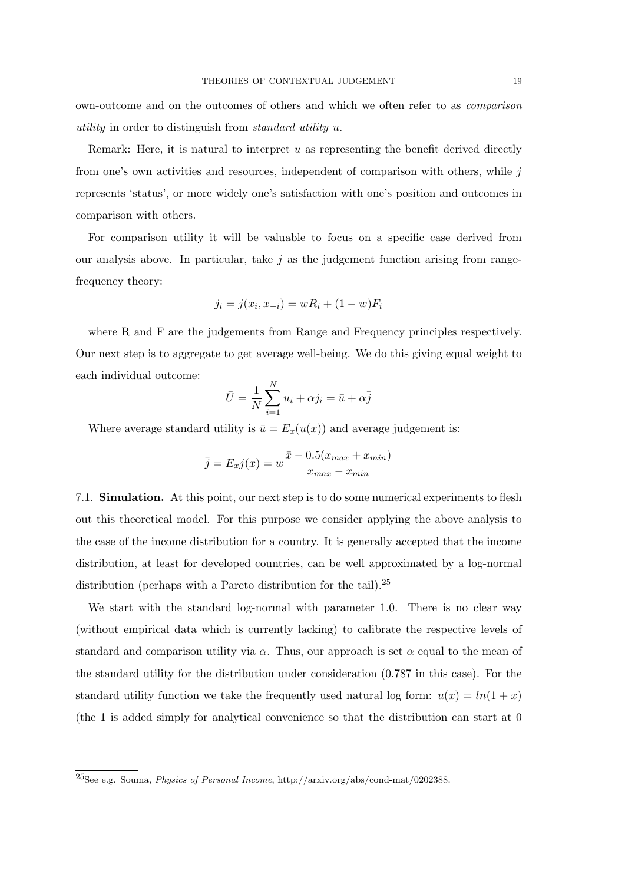own-outcome and on the outcomes of others and which we often refer to as *comparison utility* in order to distinguish from *standard utility* $u$.

Remark: Here, it is natural to interpret $u$ as representing the benefit derived directly from one's own activities and resources, independent of comparison with others, while $j$ represents 'status', or more widely one's satisfaction with one's position and outcomes in comparison with others.

For comparison utility it will be valuable to focus on a specific case derived from our analysis above. In particular, take $j$ as the judgement function arising from range-frequency theory:

$$j_i = j(x_i, x_{-i}) = wR_i + (1-w)F_i$$

where R and F are the judgements from Range and Frequency principles respectively. Our next step is to aggregate to get average well-being. We do this giving equal weight to each individual outcome:

$$\bar{U} = \frac{1}{N}\sum_{i=1}^{N} u_i + \alpha j_i = \bar{u} + \alpha\bar{j}$$

Where average standard utility is $\bar{u} = E_x(u(x))$ and average judgement is:

$$\bar{j} = E_x j(x) = w\frac{\bar{x} - 0.5(x_{max} + x_{min})}{x_{max} - x_{min}}$$

7.1. **Simulation.** At this point, our next step is to do some numerical experiments to flesh out this theoretical model. For this purpose we consider applying the above analysis to the case of the income distribution for a country. It is generally accepted that the income distribution, at least for developed countries, can be well approximated by a log-normal distribution (perhaps with a Pareto distribution for the tail).[25]

We start with the standard log-normal with parameter 1.0. There is no clear way (without empirical data which is currently lacking) to calibrate the respective levels of standard and comparison utility via $\alpha$. Thus, our approach is set $\alpha$ equal to the mean of the standard utility for the distribution under consideration (0.787 in this case). For the standard utility function we take the frequently used natural log form: $u(x) = ln(1 + x)$ (the 1 is added simply for analytical convenience so that the distribution can start at 0

[25]See e.g. Souma, *Physics of Personal Income*, http://arxiv.org/abs/cond-mat/0202388.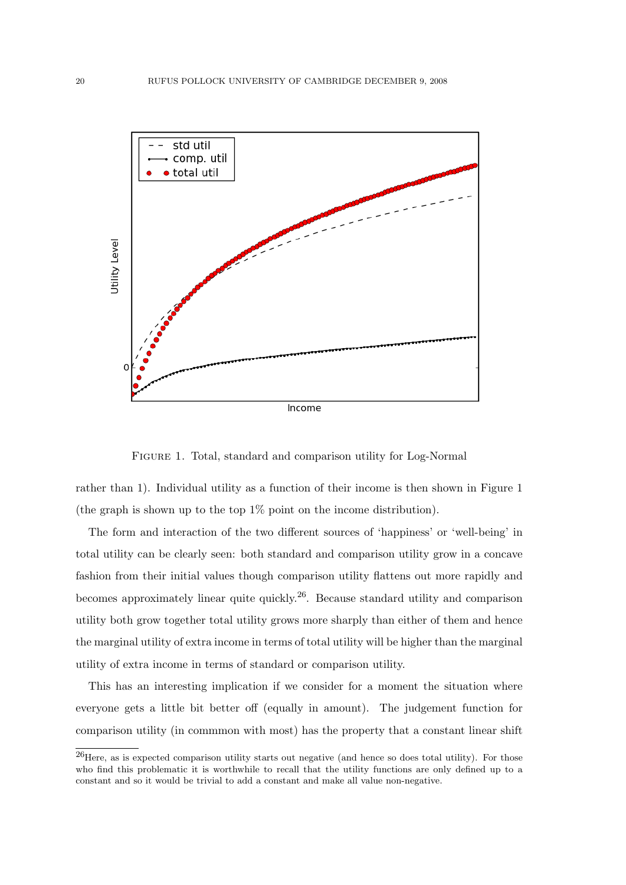Figure 1. Total, standard and comparison utility for Log-Normal

rather than 1). Individual utility as a function of their income is then shown in Figure 1 (the graph is shown up to the top 1% point on the income distribution).

The form and interaction of the two different sources of 'happiness' or 'well-being' in total utility can be clearly seen: both standard and comparison utility grow in a concave fashion from their initial values though comparison utility flattens out more rapidly and becomes approximately linear quite quickly.[26]. Because standard utility and comparison utility both grow together total utility grows more sharply than either of them and hence the marginal utility of extra income in terms of total utility will be higher than the marginal utility of extra income in terms of standard or comparison utility.

This has an interesting implication if we consider for a moment the situation where everyone gets a little bit better off (equally in amount). The judgement function for comparison utility (in commmon with most) has the property that a constant linear shift

[26]Here, as is expected comparison utility starts out negative (and hence so does total utility). For those who find this problematic it is worthwhile to recall that the utility functions are only defined up to a constant and so it would be trivial to add a constant and make all value non-negative.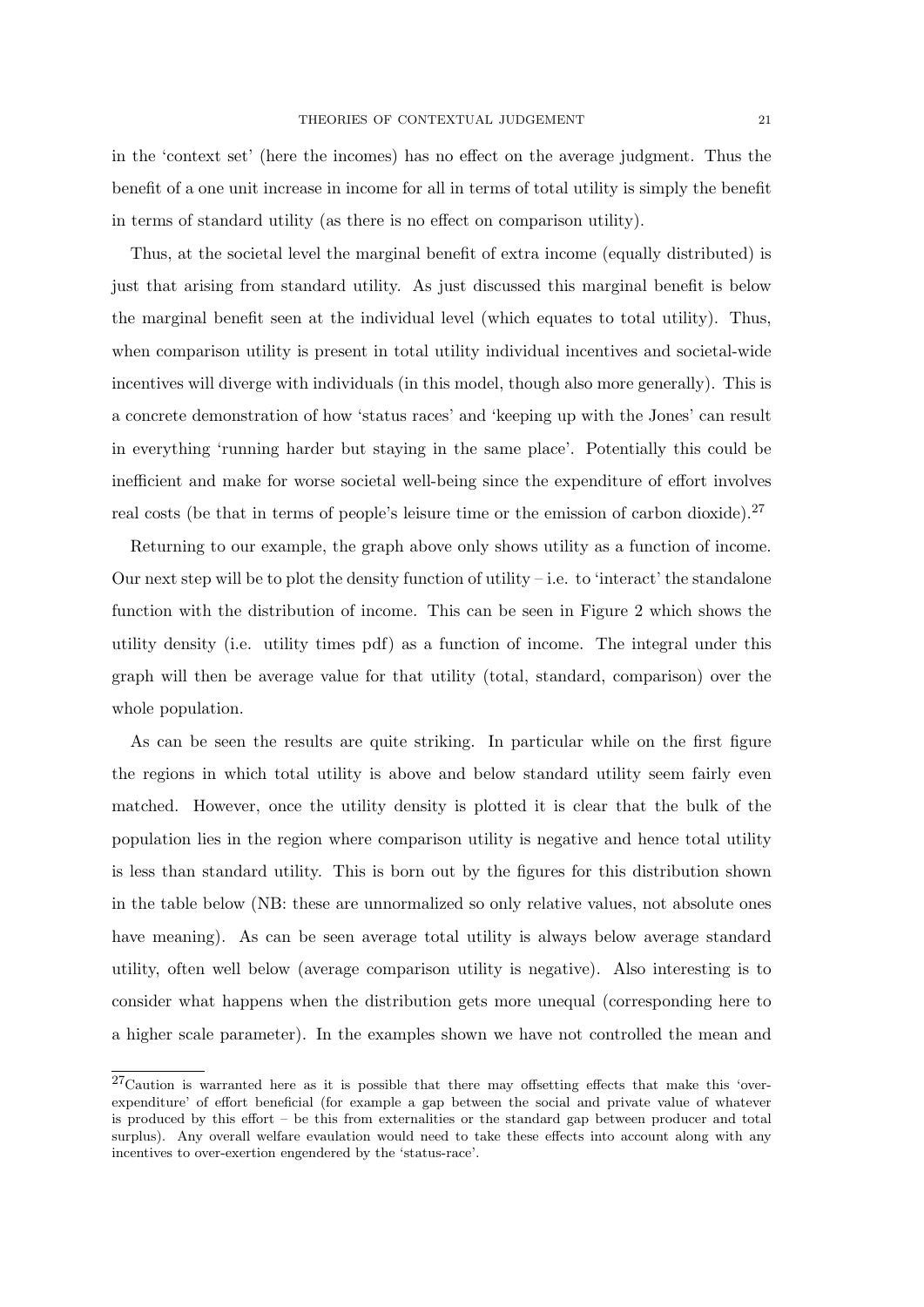in the 'context set' (here the incomes) has no effect on the average judgment. Thus the benefit of a one unit increase in income for all in terms of total utility is simply the benefit in terms of standard utility (as there is no effect on comparison utility).

Thus, at the societal level the marginal benefit of extra income (equally distributed) is just that arising from standard utility. As just discussed this marginal benefit is below the marginal benefit seen at the individual level (which equates to total utility). Thus, when comparison utility is present in total utility individual incentives and societal-wide incentives will diverge with individuals (in this model, though also more generally). This is a concrete demonstration of how 'status races' and 'keeping up with the Jones' can result in everything 'running harder but staying in the same place'. Potentially this could be inefficient and make for worse societal well-being since the expenditure of effort involves real costs (be that in terms of people's leisure time or the emission of carbon dioxide).[27]

Returning to our example, the graph above only shows utility as a function of income. Our next step will be to plot the density function of utility – i.e. to 'interact' the standalone function with the distribution of income. This can be seen in Figure 2 which shows the utility density (i.e. utility times pdf) as a function of income. The integral under this graph will then be average value for that utility (total, standard, comparison) over the whole population.

As can be seen the results are quite striking. In particular while on the first figure the regions in which total utility is above and below standard utility seem fairly even matched. However, once the utility density is plotted it is clear that the bulk of the population lies in the region where comparison utility is negative and hence total utility is less than standard utility. This is born out by the figures for this distribution shown in the table below (NB: these are unnormalized so only relative values, not absolute ones have meaning). As can be seen average total utility is always below average standard utility, often well below (average comparison utility is negative). Also interesting is to consider what happens when the distribution gets more unequal (corresponding here to a higher scale parameter). In the examples shown we have not controlled the mean and

[27]Caution is warranted here as it is possible that there may offsetting effects that make this 'over-expenditure' of effort beneficial (for example a gap between the social and private value of whatever is produced by this effort – be this from externalities or the standard gap between producer and total surplus). Any overall welfare evaulation would need to take these effects into account along with any incentives to over-exertion engendered by the 'status-race'.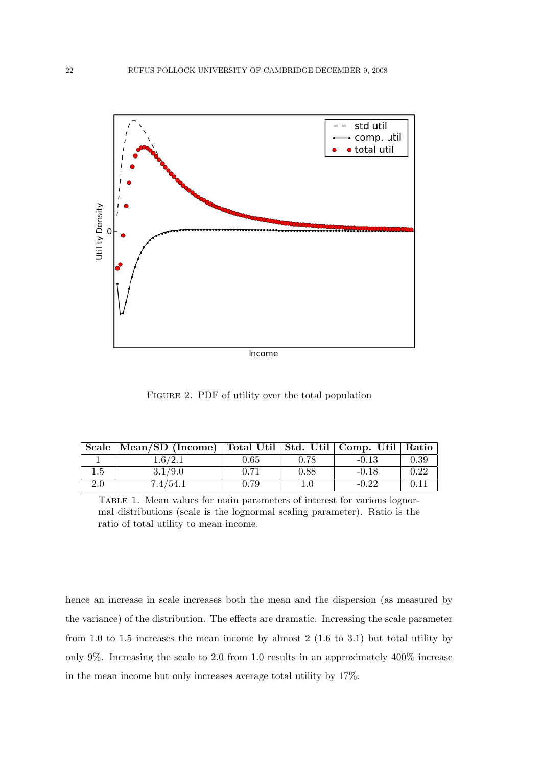FIGURE 2. PDF of utility over the total population

| Scale | Mean/SD (Income) | Total Util | Std. Util | Comp. Util | Ratio |
|---|---|---|---|---|---|
| 1 | 1.6/2.1 | 0.65 | 0.78 | -0.13 | 0.39 |
| 1.5 | 3.1/9.0 | 0.71 | 0.88 | -0.18 | 0.22 |
| 2.0 | 7.4/54.1 | 0.79 | 1.0 | -0.22 | 0.11 |

TABLE 1. Mean values for main parameters of interest for various lognormal distributions (scale is the lognormal scaling parameter). Ratio is the ratio of total utility to mean income.

hence an increase in scale increases both the mean and the dispersion (as measured by the variance) of the distribution. The effects are dramatic. Increasing the scale parameter from 1.0 to 1.5 increases the mean income by almost 2 (1.6 to 3.1) but total utility by only 9%. Increasing the scale to 2.0 from 1.0 results in an approximately 400% increase in the mean income but only increases average total utility by 17%.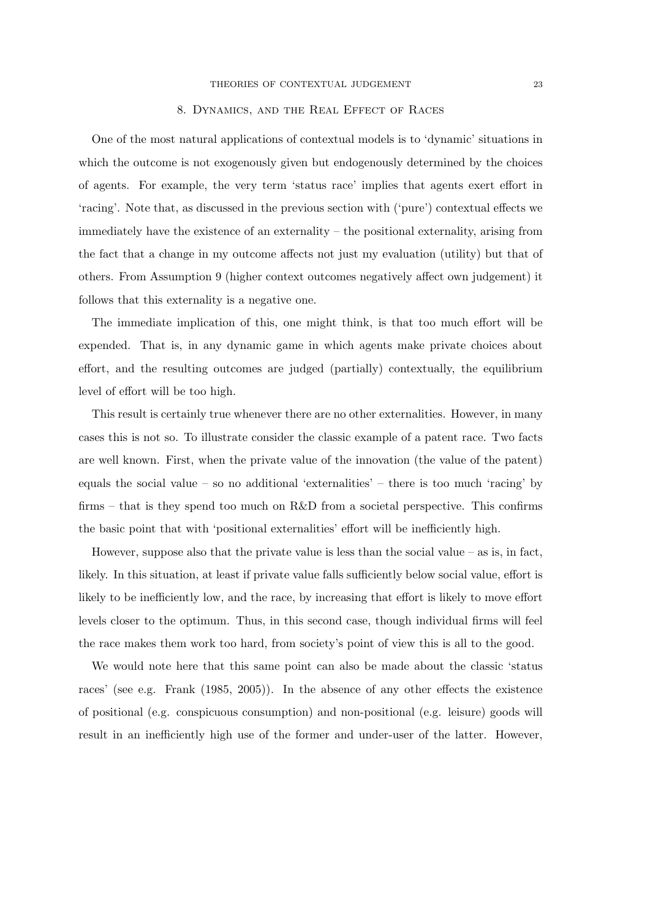## 8. Dynamics, and the Real Effect of Races

One of the most natural applications of contextual models is to 'dynamic' situations in which the outcome is not exogenously given but endogenously determined by the choices of agents. For example, the very term 'status race' implies that agents exert effort in 'racing'. Note that, as discussed in the previous section with ('pure') contextual effects we immediately have the existence of an externality – the positional externality, arising from the fact that a change in my outcome affects not just my evaluation (utility) but that of others. From Assumption 9 (higher context outcomes negatively affect own judgement) it follows that this externality is a negative one.

The immediate implication of this, one might think, is that too much effort will be expended. That is, in any dynamic game in which agents make private choices about effort, and the resulting outcomes are judged (partially) contextually, the equilibrium level of effort will be too high.

This result is certainly true whenever there are no other externalities. However, in many cases this is not so. To illustrate consider the classic example of a patent race. Two facts are well known. First, when the private value of the innovation (the value of the patent) equals the social value – so no additional 'externalities' – there is too much 'racing' by firms – that is they spend too much on R&D from a societal perspective. This confirms the basic point that with 'positional externalities' effort will be inefficiently high.

However, suppose also that the private value is less than the social value – as is, in fact, likely. In this situation, at least if private value falls sufficiently below social value, effort is likely to be inefficiently low, and the race, by increasing that effort is likely to move effort levels closer to the optimum. Thus, in this second case, though individual firms will feel the race makes them work too hard, from society's point of view this is all to the good.

We would note here that this same point can also be made about the classic 'status races' (see e.g. Frank (1985, 2005)). In the absence of any other effects the existence of positional (e.g. conspicuous consumption) and non-positional (e.g. leisure) goods will result in an inefficiently high use of the former and under-user of the latter. However,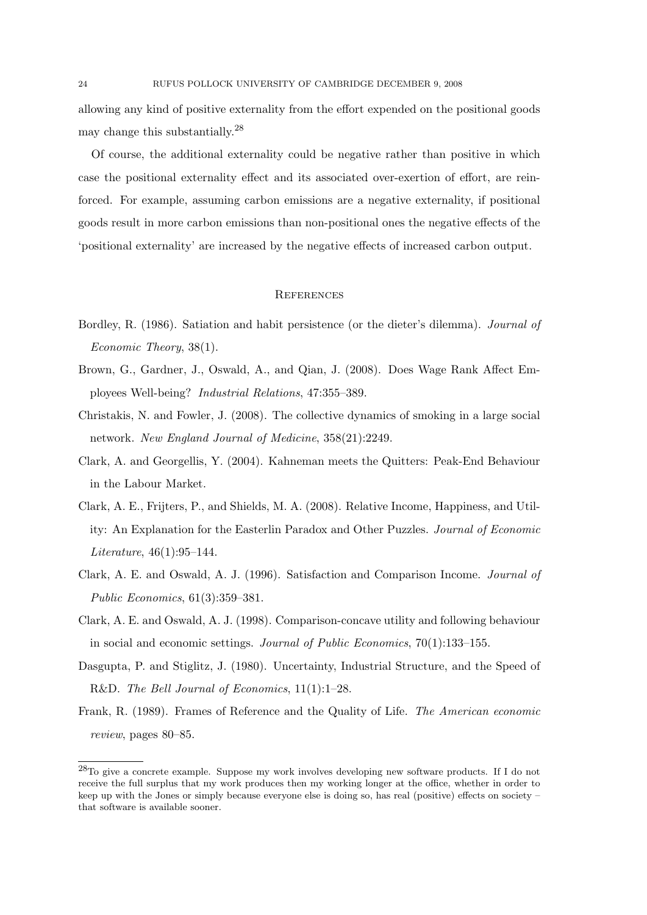allowing any kind of positive externality from the effort expended on the positional goods may change this substantially.[28]

Of course, the additional externality could be negative rather than positive in which case the positional externality effect and its associated over-exertion of effort, are reinforced. For example, assuming carbon emissions are a negative externality, if positional goods result in more carbon emissions than non-positional ones the negative effects of the 'positional externality' are increased by the negative effects of increased carbon output.

## References

Bordley, R. (1986). Satiation and habit persistence (or the dieter's dilemma). *Journal of Economic Theory*, 38(1).

Brown, G., Gardner, J., Oswald, A., and Qian, J. (2008). Does Wage Rank Affect Employees Well-being? *Industrial Relations*, 47:355–389.

Christakis, N. and Fowler, J. (2008). The collective dynamics of smoking in a large social network. *New England Journal of Medicine*, 358(21):2249.

Clark, A. and Georgellis, Y. (2004). Kahneman meets the Quitters: Peak-End Behaviour in the Labour Market.

Clark, A. E., Frijters, P., and Shields, M. A. (2008). Relative Income, Happiness, and Utility: An Explanation for the Easterlin Paradox and Other Puzzles. *Journal of Economic Literature*, 46(1):95–144.

Clark, A. E. and Oswald, A. J. (1996). Satisfaction and Comparison Income. *Journal of Public Economics*, 61(3):359–381.

Clark, A. E. and Oswald, A. J. (1998). Comparison-concave utility and following behaviour in social and economic settings. *Journal of Public Economics*, 70(1):133–155.

Dasgupta, P. and Stiglitz, J. (1980). Uncertainty, Industrial Structure, and the Speed of R&D. *The Bell Journal of Economics*, 11(1):1–28.

Frank, R. (1989). Frames of Reference and the Quality of Life. *The American economic review*, pages 80–85.

[28] To give a concrete example. Suppose my work involves developing new software products. If I do not receive the full surplus that my work produces then my working longer at the office, whether in order to keep up with the Jones or simply because everyone else is doing so, has real (positive) effects on society – that software is available sooner.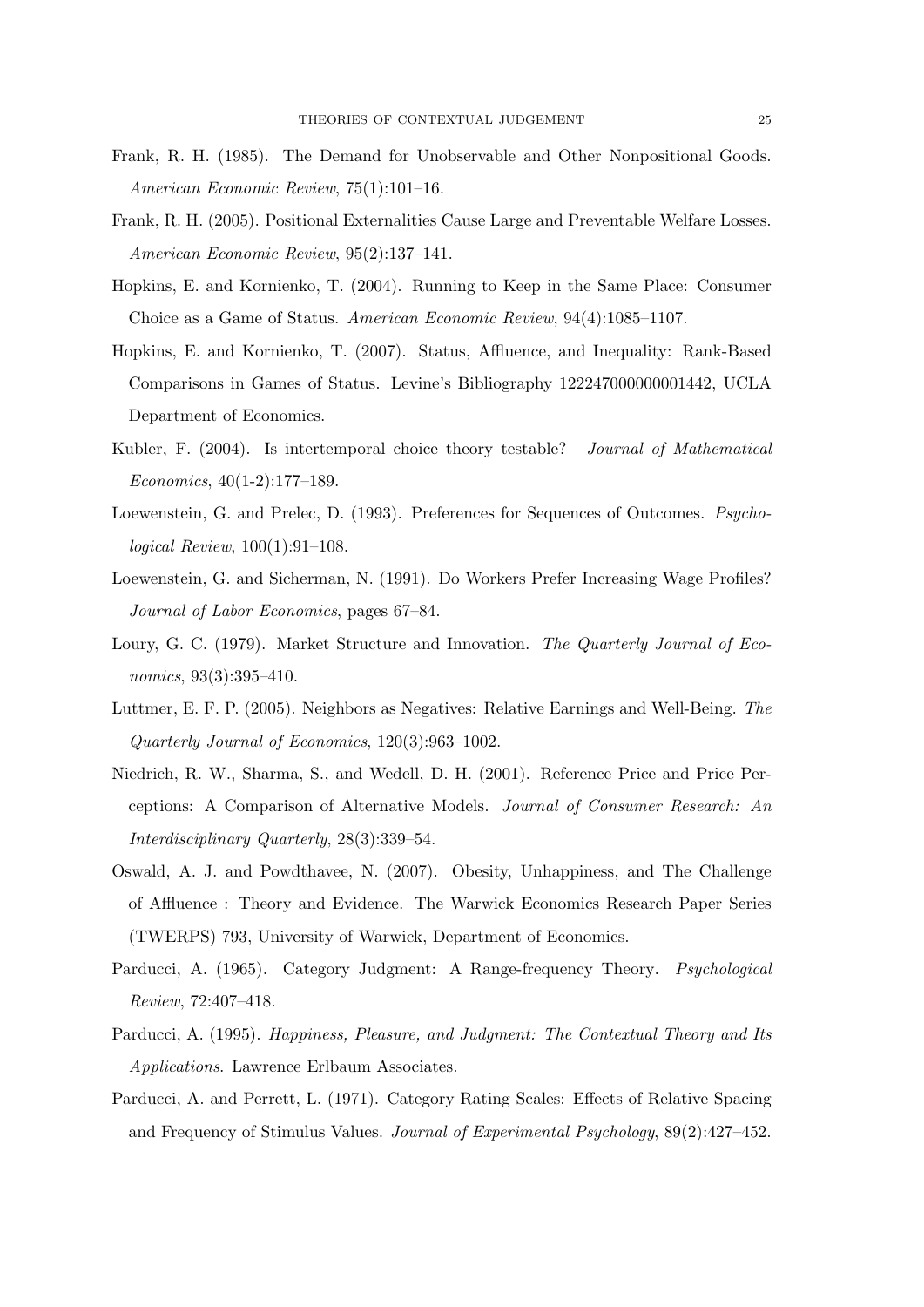Frank, R. H. (1985). The Demand for Unobservable and Other Nonpositional Goods. *American Economic Review*, 75(1):101–16.

Frank, R. H. (2005). Positional Externalities Cause Large and Preventable Welfare Losses. *American Economic Review*, 95(2):137–141.

Hopkins, E. and Kornienko, T. (2004). Running to Keep in the Same Place: Consumer Choice as a Game of Status. *American Economic Review*, 94(4):1085–1107.

Hopkins, E. and Kornienko, T. (2007). Status, Affluence, and Inequality: Rank-Based Comparisons in Games of Status. Levine's Bibliography 122247000000001442, UCLA Department of Economics.

Kubler, F. (2004). Is intertemporal choice theory testable? *Journal of Mathematical Economics*, 40(1-2):177–189.

Loewenstein, G. and Prelec, D. (1993). Preferences for Sequences of Outcomes. *Psychological Review*, 100(1):91–108.

Loewenstein, G. and Sicherman, N. (1991). Do Workers Prefer Increasing Wage Profiles? *Journal of Labor Economics*, pages 67–84.

Loury, G. C. (1979). Market Structure and Innovation. *The Quarterly Journal of Economics*, 93(3):395–410.

Luttmer, E. F. P. (2005). Neighbors as Negatives: Relative Earnings and Well-Being. *The Quarterly Journal of Economics*, 120(3):963–1002.

Niedrich, R. W., Sharma, S., and Wedell, D. H. (2001). Reference Price and Price Perceptions: A Comparison of Alternative Models. *Journal of Consumer Research: An Interdisciplinary Quarterly*, 28(3):339–54.

Oswald, A. J. and Powdthavee, N. (2007). Obesity, Unhappiness, and The Challenge of Affluence : Theory and Evidence. The Warwick Economics Research Paper Series (TWERPS) 793, University of Warwick, Department of Economics.

Parducci, A. (1965). Category Judgment: A Range-frequency Theory. *Psychological Review*, 72:407–418.

Parducci, A. (1995). *Happiness, Pleasure, and Judgment: The Contextual Theory and Its Applications*. Lawrence Erlbaum Associates.

Parducci, A. and Perrett, L. (1971). Category Rating Scales: Effects of Relative Spacing and Frequency of Stimulus Values. *Journal of Experimental Psychology*, 89(2):427–452.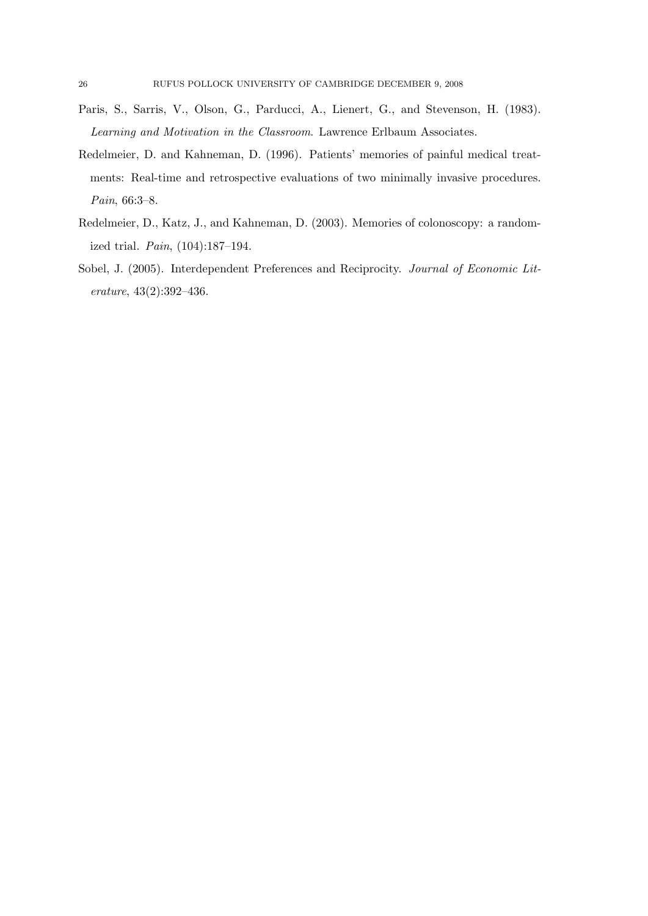Paris, S., Sarris, V., Olson, G., Parducci, A., Lienert, G., and Stevenson, H. (1983). *Learning and Motivation in the Classroom*. Lawrence Erlbaum Associates.

Redelmeier, D. and Kahneman, D. (1996). Patients' memories of painful medical treatments: Real-time and retrospective evaluations of two minimally invasive procedures. *Pain*, 66:3–8.

Redelmeier, D., Katz, J., and Kahneman, D. (2003). Memories of colonoscopy: a randomized trial. *Pain*, (104):187–194.

Sobel, J. (2005). Interdependent Preferences and Reciprocity. *Journal of Economic Literature*, 43(2):392–436.